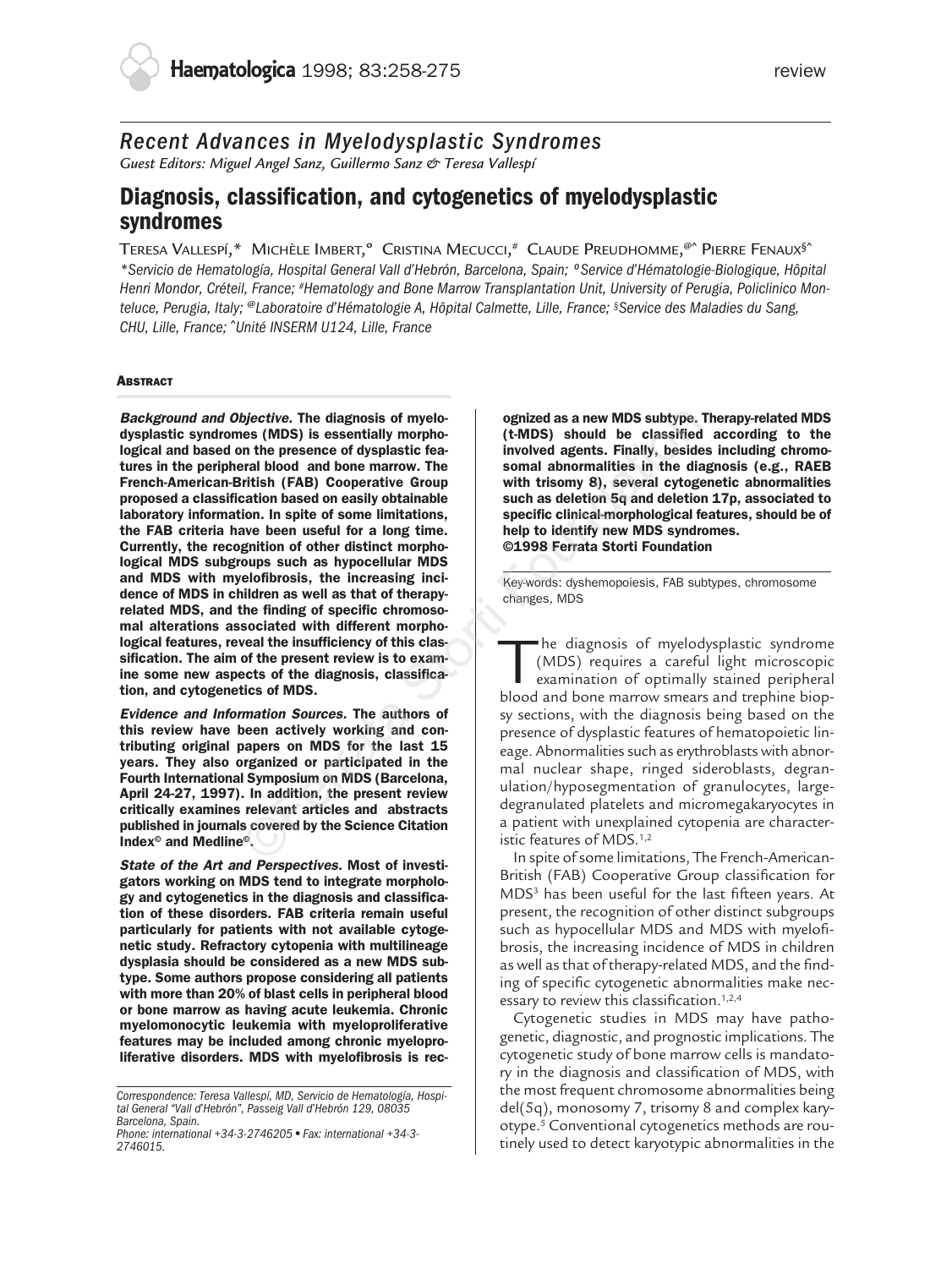*Recent Advances in Myelodysplastic Syndromes*
*Guest Editors: Miguel Angel Sanz, Guillermo Sanz & Teresa Vallespí*

# Diagnosis, classification, and cytogenetics of myelodysplastic syndromes

Teresa Vallespí,* Michèle Imbert,° Cristina Mecucci,# Claude Preudhomme,@^ Pierre Fenaux§^

*Servicio de Hematología, Hospital General Vall d'Hebrón, Barcelona, Spain; °Service d'Hématologie-Biologique, Hôpital Henri Mondor, Créteil, France; #Hematology and Bone Marrow Transplantation Unit, University of Perugia, Policlinico Monteluce, Perugia, Italy; @Laboratoire d'Hématologie A, Hôpital Calmette, Lille, France; §Service des Maladies du Sang, CHU, Lille, France; ^Unité INSERM U124, Lille, France*

## Abstract

***Background and Objective.*** **The diagnosis of myelodysplastic syndromes (MDS) is essentially morphological and based on the presence of dysplastic features in the peripheral blood and bone marrow. The French-American-British (FAB) Cooperative Group proposed a classification based on easily obtainable laboratory information. In spite of some limitations, the FAB criteria have been useful for a long time. Currently, the recognition of other distinct morphological MDS subgroups such as hypocellular MDS and MDS with myelofibrosis, the increasing incidence of MDS in children as well as that of therapy-related MDS, and the finding of specific chromosomal alterations associated with different morphological features, reveal the insufficiency of this classification. The aim of the present review is to examine some new aspects of the diagnosis, classification, and cytogenetics of MDS.**

***Evidence and Information Sources.*** **The authors of this review have been actively working and contributing original papers on MDS for the last 15 years. They also organized or participated in the Fourth International Symposium on MDS (Barcelona, April 24-27, 1997). In addition, the present review critically examines relevant articles and abstracts published in journals covered by the Science Citation Index© and Medline©.**

***State of the Art and Perspectives.*** **Most of investigators working on MDS tend to integrate morphology and cytogenetics in the diagnosis and classification of these disorders. FAB criteria remain useful particularly for patients with not available cytogenetic study. Refractory cytopenia with multilineage dysplasia should be considered as a new MDS subtype. Some authors propose considering all patients with more than 20% of blast cells in peripheral blood or bone marrow as having acute leukemia. Chronic myelomonocytic leukemia with myeloproliferative features may be included among chronic myeloproliferative disorders. MDS with myelofibrosis is recognized as a new MDS subtype. Therapy-related MDS (t-MDS) should be classified according to the involved agents. Finally, besides including chromosomal abnormalities in the diagnosis (e.g., RAEB with trisomy 8), several cytogenetic abnormalities such as deletion 5q and deletion 17p, associated to specific clinical-morphological features, should be of help to identify new MDS syndromes.**
**©1998 Ferrata Storti Foundation**

Key-words: dyshemopoiesis, FAB subtypes, chromosome changes, MDS

*Correspondence: Teresa Vallespí, MD, Servicio de Hematología, Hospital General "Vall d'Hebrón", Passeig Vall d'Hebrón 129, 08035 Barcelona, Spain.*
*Phone: international +34-3-2746205 • Fax: international +34-3-2746015.*

The diagnosis of myelodysplastic syndrome (MDS) requires a careful light microscopic examination of optimally stained peripheral blood and bone marrow smears and trephine biopsy sections, with the diagnosis being based on the presence of dysplastic features of hematopoietic lineage. Abnormalities such as erythroblasts with abnormal nuclear shape, ringed sideroblasts, degranulation/hyposegmentation of granulocytes, large-degranulated platelets and micromegakaryocytes in a patient with unexplained cytopenia are characteristic features of MDS.[1,2]

In spite of some limitations, The French-American-British (FAB) Cooperative Group classification for MDS[3] has been useful for the last fifteen years. At present, the recognition of other distinct subgroups such as hypocellular MDS and MDS with myelofibrosis, the increasing incidence of MDS in children as well as that of therapy-related MDS, and the finding of specific cytogenetic abnormalities make necessary to review this classification.[1,2,4]

Cytogenetic studies in MDS may have pathogenetic, diagnostic, and prognostic implications. The cytogenetic study of bone marrow cells is mandatory in the diagnosis and classification of MDS, with the most frequent chromosome abnormalities being del(5q), monosomy 7, trisomy 8 and complex karyotype.[5] Conventional cytogenetics methods are routinely used to detect karyotypic abnormalities in the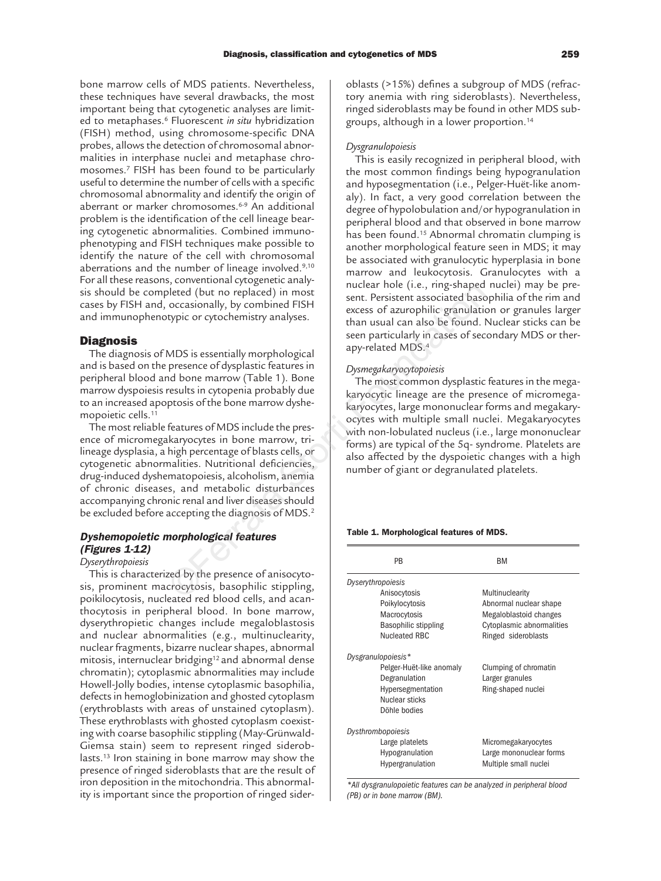bone marrow cells of MDS patients. Nevertheless, these techniques have several drawbacks, the most important being that cytogenetic analyses are limited to metaphases.[6] Fluorescent *in situ* hybridization (FISH) method, using chromosome-specific DNA probes, allows the detection of chromosomal abnormalities in interphase nuclei and metaphase chromosomes.[7] FISH has been found to be particularly useful to determine the number of cells with a specific chromosomal abnormality and identify the origin of aberrant or marker chromosomes.[6-9] An additional problem is the identification of the cell lineage bearing cytogenetic abnormalities. Combined immunophenotyping and FISH techniques make possible to identify the nature of the cell with chromosomal aberrations and the number of lineage involved.[9,10] For all these reasons, conventional cytogenetic analysis should be completed (but no replaced) in most cases by FISH and, occasionally, by combined FISH and immunophenotypic or cytochemistry analyses.

## Diagnosis

The diagnosis of MDS is essentially morphological and is based on the presence of dysplastic features in peripheral blood and bone marrow (Table 1). Bone marrow dyspoiesis results in cytopenia probably due to an increased apoptosis of the bone marrow dyshemopoietic cells.[11]

The most reliable features of MDS include the presence of micromegakaryocytes in bone marrow, trilineage dysplasia, a high percentage of blasts cells, or cytogenetic abnormalities. Nutritional deficiencies, drug-induced dyshematopoiesis, alcoholism, anemia of chronic diseases, and metabolic disturbances accompanying chronic renal and liver disease should be excluded before accepting the diagnosis of MDS.[2]

### *Dyshemopoietic morphological features (Figures 1-12)*

*Dyserythropoiesis*

This is characterized by the presence of anisocytosis, prominent macrocytosis, basophilic stippling, poikilocytosis, nucleated red blood cells, and acanthocytosis in peripheral blood. In bone marrow, dyserythropietic changes include megaloblastosis and nuclear abnormalities (e.g., multinuclearity, nuclear fragments, bizarre nuclear shapes, abnormal mitosis, internuclear bridging[12] and abnormal dense chromatin); cytoplasmic abnormalities may include Howell-Jolly bodies, intense cytoplasmic basophilia, defects in hemoglobinization and ghosted cytoplasm (erythroblasts with areas of unstained cytoplasm). These erythroblasts with ghosted cytoplasm coexisting with coarse basophilic stippling (May-Grünwald-Giemsa stain) seem to represent ringed sideroblasts.[13] Iron staining in bone marrow may show the presence of ringed sideroblasts that are the result of iron deposition in the mitochondria. This abnormality is important since the proportion of ringed sideroblasts (>15%) defines a subgroup of MDS (refractory anemia with ring sideroblasts). Nevertheless, ringed sideroblasts may be found in other MDS subgroups, although in a lower proportion.[14]

*Dysgranulopoiesis*

This is easily recognized in peripheral blood, with the most common findings being hypogranulation and hyposegmentation (i.e., Pelger-Huët-like anomaly). In fact, a very good correlation between the degree of hypolobulation and/or hypogranulation in peripheral blood and that observed in bone marrow has been found.[15] Abnormal chromatin clumping is another morphological feature seen in MDS; it may be associated with granulocytic hyperplasia in bone marrow and leukocytosis. Granulocytes with a nuclear hole (i.e., ring-shaped nuclei) may be present. Persistent associated basophilia of the rim and excess of azurophilic granulation or granules larger than usual can also be found. Nuclear sticks can be seen particularly in cases of secondary MDS or therapy-related MDS.[4]

*Dysmegakaryocytopoiesis*

The most common dysplastic features in the megakaryocytic lineage are the presence of micromegakaryocytes, large mononuclear forms and megakaryocytes with multiple small nuclei. Megakaryocytes with non-lobulated nucleus (i.e., large mononuclear forms) are typical of the 5q- syndrome. Platelets are also affected by the dyspoietic changes with a high number of giant or degranulated platelets.

**Table 1. Morphological features of MDS.**

| PB | BM |
|---|---|
| *Dyserythropoiesis* | |
| Anisocytosis | Multinuclearity |
| Poikylocytosis | Abnormal nuclear shape |
| Macrocytosis | Megaloblastoid changes |
| Basophilic stippling | Cytoplasmic abnormalities |
| Nucleated RBC | Ringed sideroblasts |
| *Dysgranulopoiesis** | |
| Pelger-Huët-like anomaly | Clumping of chromatin |
| Degranulation | Larger granules |
| Hypersegmentation | Ring-shaped nuclei |
| Nuclear sticks | |
| Döhle bodies | |
| *Dysthrombopoiesis* | |
| Large platelets | Micromegakaryocytes |
| Hypogranulation | Large mononuclear forms |
| Hypergranulation | Multiple small nuclei |

**All dysgranulopoietic features can be analyzed in peripheral blood (PB) or in bone marrow (BM).*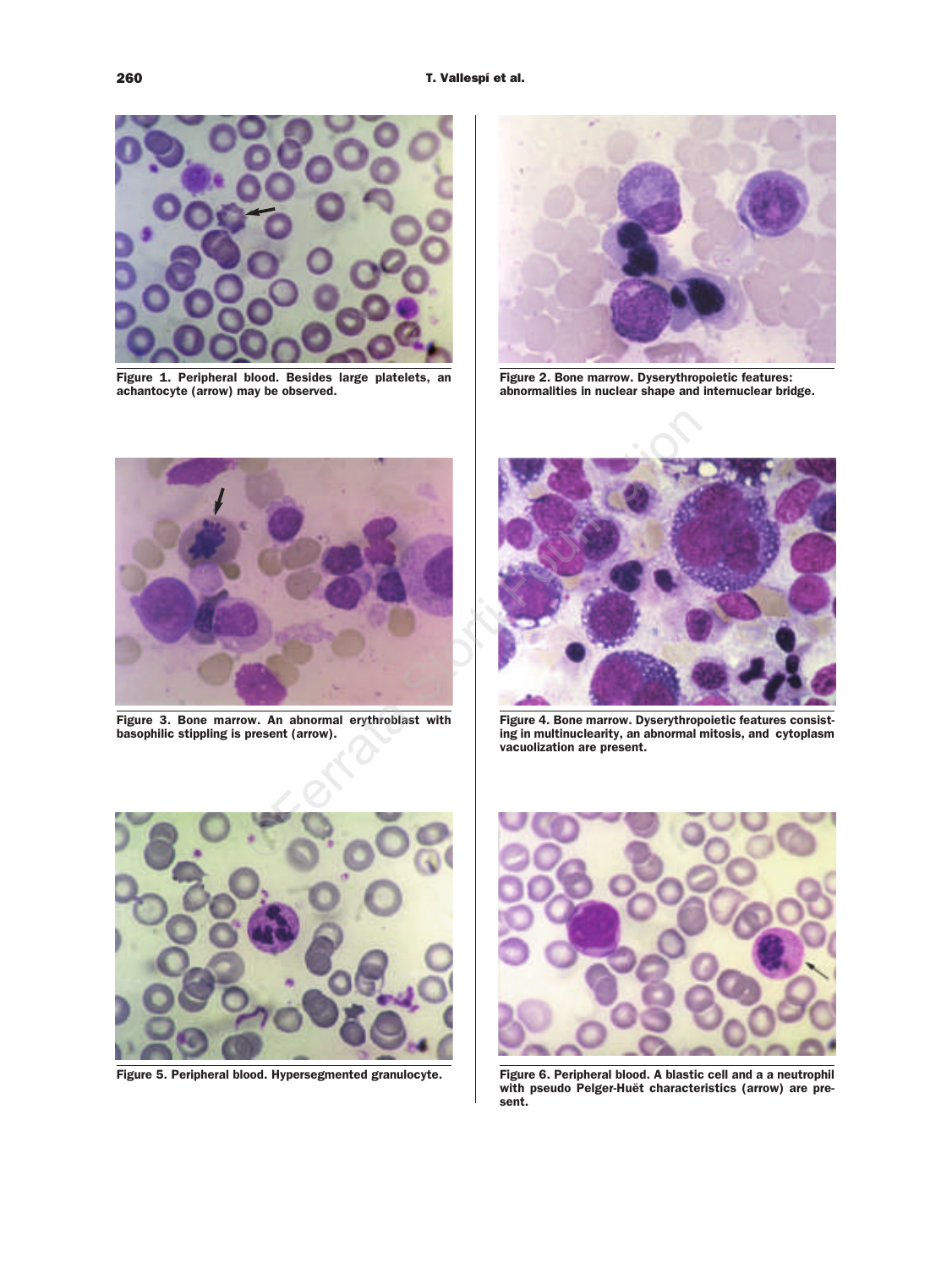Figure 1. Peripheral blood. Besides large platelets, an achantocyte (arrow) may be observed.

Figure 2. Bone marrow. Dyserythropoietic features: abnormalities in nuclear shape and internuclear bridge.

Figure 3. Bone marrow. An abnormal erythroblast with basophilic stippling is present (arrow).

Figure 4. Bone marrow. Dyserythropoietic features consisting in multinuclearity, an abnormal mitosis, and cytoplasm vacuolization are present.

Figure 5. Peripheral blood. Hypersegmented granulocyte.

Figure 6. Peripheral blood. A blastic cell and a a neutrophil with pseudo Pelger-Huët characteristics (arrow) are present.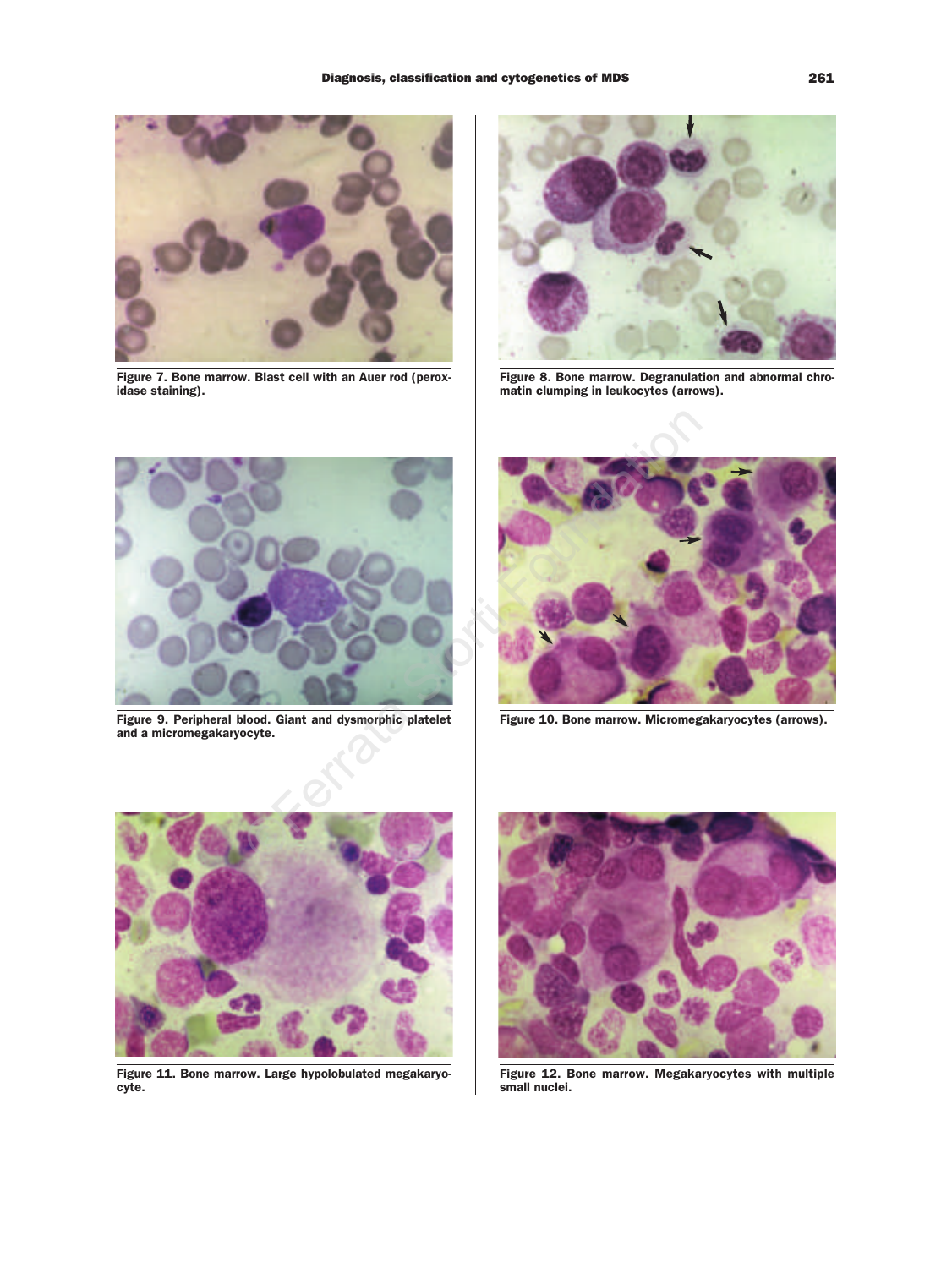Figure 7. Bone marrow. Blast cell with an Auer rod (peroxidase staining).

Figure 8. Bone marrow. Degranulation and abnormal chromatin clumping in leukocytes (arrows).

Figure 9. Peripheral blood. Giant and dysmorphic platelet and a micromegakaryocyte.

Figure 10. Bone marrow. Micromegakaryocytes (arrows).

Figure 11. Bone marrow. Large hypolobulated megakaryocyte.

Figure 12. Bone marrow. Megakaryocytes with multiple small nuclei.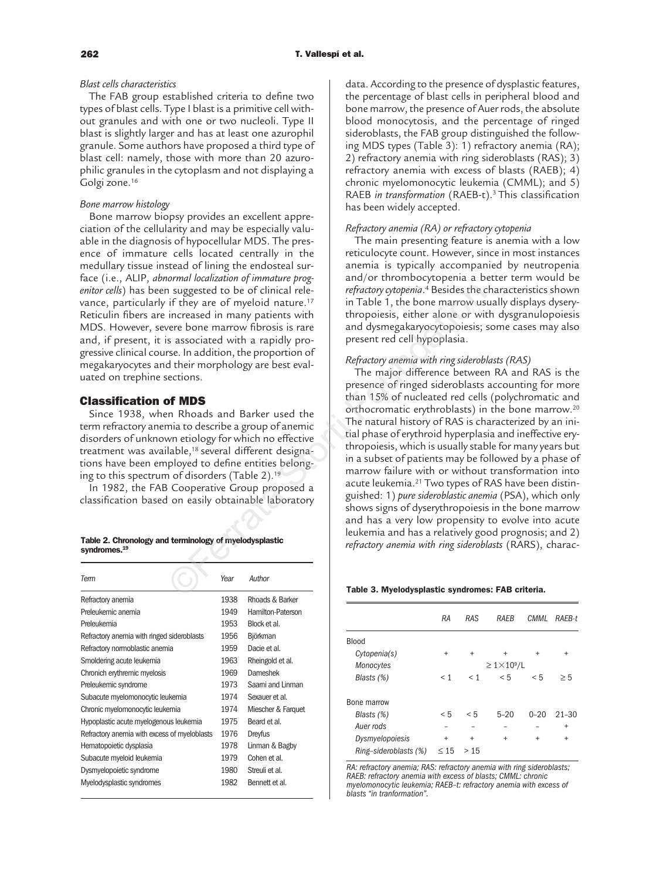*Blast cells characteristics*

The FAB group established criteria to define two types of blast cells. Type I blast is a primitive cell without granules and with one or two nucleoli. Type II blast is slightly larger and has at least one azurophil granule. Some authors have proposed a third type of blast cell: namely, those with more than 20 azurophilic granules in the cytoplasm and not displaying a Golgi zone.[16]

*Bone marrow histology*

Bone marrow biopsy provides an excellent appreciation of the cellularity and may be especially valuable in the diagnosis of hypocellular MDS. The presence of immature cells located centrally in the medullary tissue instead of lining the endosteal surface (i.e., ALIP, *abnormal localization of immature progenitor cells*) has been suggested to be of clinical relevance, particularly if they are of myeloid nature.[17] Reticulin fibers are increased in many patients with MDS. However, severe bone marrow fibrosis is rare and, if present, it is associated with a rapidly progressive clinical course. In addition, the proportion of megakaryocytes and their morphology are best evaluated on trephine sections.

## Classification of MDS

Since 1938, when Rhoads and Barker used the term refractory anemia to describe a group of anemic disorders of unknown etiology for which no effective treatment was available,[18] several different designations have been employed to define entities belonging to this spectrum of disorders (Table 2).[19]

In 1982, the FAB Cooperative Group proposed a classification based on easily obtainable laboratory data. According to the presence of dysplastic features, the percentage of blast cells in peripheral blood and bone marrow, the presence of Auer rods, the absolute blood monocytosis, and the percentage of ringed sideroblasts, the FAB group distinguished the following MDS types (Table 3): 1) refractory anemia (RA); 2) refractory anemia with ring sideroblasts (RAS); 3) refractory anemia with excess of blasts (RAEB); 4) chronic myelomonocytic leukemia (CMML); and 5) RAEB *in transformation* (RAEB-t).[3] This classification has been widely accepted.

**Table 2. Chronology and terminology of myelodysplastic syndromes.[19]**

| Term | Year | Author |
|---|---|---|
| Refractory anemia | 1938 | Rhoads & Barker |
| Preleukemic anemia | 1949 | Hamilton-Paterson |
| Preleukemia | 1953 | Block et al. |
| Refractory anemia with ringed sideroblasts | 1956 | Björkman |
| Refractory normoblastic anemia | 1959 | Dacie et al. |
| Smoldering acute leukemia | 1963 | Rheingold et al. |
| Chronich erythremic myelosis | 1969 | Dameshek |
| Preleukemic syndrome | 1973 | Saami and Linman |
| Subacute myelomonocytic leukemia | 1974 | Sexauer et al. |
| Chronic myelomonocytic leukemia | 1974 | Miescher & Farquet |
| Hypoplastic acute myelogenous leukemia | 1975 | Beard et al. |
| Refractory anemia with excess of myeloblasts | 1976 | Dreyfus |
| Hematopoietic dysplasia | 1978 | Linman & Bagby |
| Subacute myeloid leukemia | 1979 | Cohen et al. |
| Dysmyelopoietic syndrome | 1980 | Streuli et al. |
| Myelodysplastic syndromes | 1982 | Bennett et al. |

*Refractory anemia (RA) or refractory cytopenia*

The main presenting feature is anemia with a low reticulocyte count. However, since in most instances anemia is typically accompanied by neutropenia and/or thrombocytopenia a better term would be *refractory cytopenia*.[4] Besides the characteristics shown in Table 1, the bone marrow usually displays dyserythropoiesis, either alone or with dysgranulopoiesis and dysmegakaryocytopoiesis; some cases may also present red cell hypoplasia.

*Refractory anemia with ring sideroblasts (RAS)*

The major difference between RA and RAS is the presence of ringed sideroblasts accounting for more than 15% of nucleated red cells (polychromatic and orthocromatic erythroblasts) in the bone marrow.[20] The natural history of RAS is characterized by an initial phase of erythroid hyperplasia and ineffective erythropoiesis, which is usually stable for many years but in a subset of patients may be followed by a phase of marrow failure with or without transformation into acute leukemia.[21] Two types of RAS have been distinguished: 1) *pure sideroblastic anemia* (PSA), which only shows signs of dyserythropoiesis in the bone marrow and has a very low propensity to evolve into acute leukemia and has a relatively good prognosis; and 2) *refractory anemia with ring sideroblasts* (RARS), charac-

**Table 3. Myelodysplastic syndromes: FAB criteria.**

| | RA | RAS | RAEB | CMML | RAEB-t |
|---|---|---|---|---|---|
| Blood | | | | | |
| *Cytopenia(s)* | + | + | + | + | + |
| *Monocytes* | | | $\geq 1\times10^9$/L | | |
| *Blasts (%)* | < 1 | < 1 | < 5 | < 5 | ≥ 5 |
| Bone marrow | | | | | |
| *Blasts (%)* | < 5 | < 5 | 5–20 | 0–20 | 21–30 |
| *Auer rods* | – | – | – | – | + |
| *Dysmyelopoiesis* | + | + | + | + | + |
| *Ring-sideroblasts (%)* | ≤ 15 | > 15 | | | |

*RA: refractory anemia; RAS: refractory anemia with ring sideroblasts; RAEB: refractory anemia with excess of blasts; CMML: chronic myelomonocytic leukemia; RAEB–t: refractory anemia with excess of blasts "in tranformation".*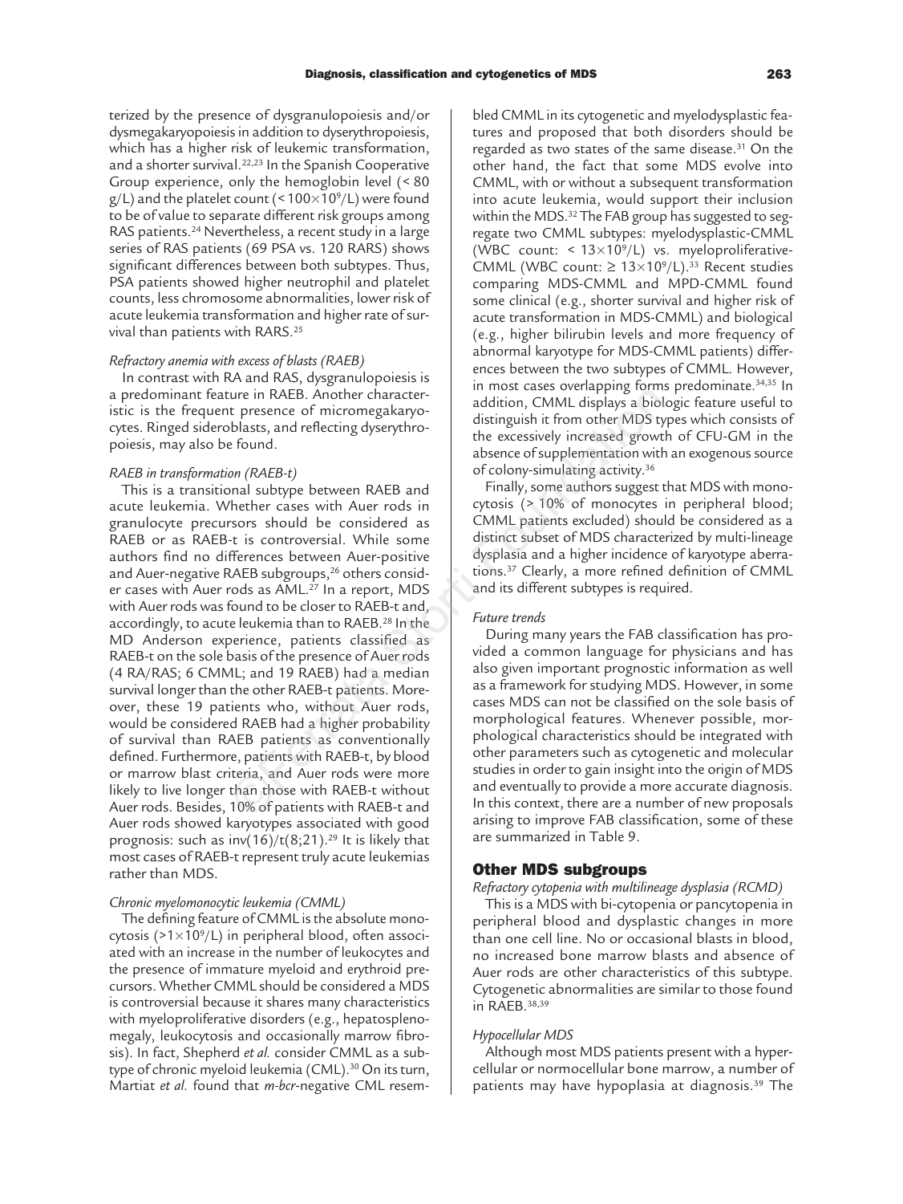terized by the presence of dysgranulopoiesis and/or dysmegakaryopoiesis in addition to dyserythropoiesis, which has a higher risk of leukemic transformation, and a shorter survival.[22,23] In the Spanish Cooperative Group experience, only the hemoglobin level (< 80 g/L) and the platelet count (< $100\times10^9$/L) were found to be of value to separate different risk groups among RAS patients.[24] Nevertheless, a recent study in a large series of RAS patients (69 PSA vs. 120 RARS) shows significant differences between both subtypes. Thus, PSA patients showed higher neutrophil and platelet counts, less chromosome abnormalities, lower risk of acute leukemia transformation and higher rate of survival than patients with RARS.[25]

*Refractory anemia with excess of blasts (RAEB)*

In contrast with RA and RAS, dysgranulopoiesis is a predominant feature in RAEB. Another characteristic is the frequent presence of micromegakaryocytes. Ringed sideroblasts, and reflecting dyserythropoiesis, may also be found.

*RAEB in transformation (RAEB-t)*

This is a transitional subtype between RAEB and acute leukemia. Whether cases with Auer rods in granulocyte precursors should be considered as RAEB or as RAEB-t is controversial. While some authors find no differences between Auer-positive and Auer-negative RAEB subgroups,[26] others consider cases with Auer rods as AML.[27] In a report, MDS with Auer rods was found to be closer to RAEB-t and, accordingly, to acute leukemia than to RAEB.[28] In the MD Anderson experience, patients classified as RAEB-t on the sole basis of the presence of Auer rods (4 RA/RAS; 6 CMML; and 19 RAEB) had a median survival longer than the other RAEB-t patients. Moreover, these 19 patients who, without Auer rods, would be considered RAEB had a higher probability of survival than RAEB patients as conventionally defined. Furthermore, patients with RAEB-t, by blood or marrow blast criteria, and Auer rods were more likely to live longer than those with RAEB-t without Auer rods. Besides, 10% of patients with RAEB-t and Auer rods showed karyotypes associated with good prognosis: such as inv(16)/t(8;21).[29] It is likely that most cases of RAEB-t represent truly acute leukemias rather than MDS.

*Chronic myelomonocytic leukemia (CMML)*

The defining feature of CMML is the absolute monocytosis (>$1\times10^9$/L) in peripheral blood, often associated with an increase in the number of leukocytes and the presence of immature myeloid and erythroid precursors. Whether CMML should be considered a MDS is controversial because it shares many characteristics with myeloproliferative disorders (e.g., hepatosplenomegaly, leukocytosis and occasionally marrow fibrosis). In fact, Shepherd *et al.* consider CMML as a subtype of chronic myeloid leukemia (CML).[30] On its turn, Martiat *et al.* found that *m-bcr*-negative CML resembled CMML in its cytogenetic and myelodysplastic features and proposed that both disorders should be regarded as two states of the same disease.[31] On the other hand, the fact that some MDS evolve into CMML, with or without a subsequent transformation into acute leukemia, would support their inclusion within the MDS.[32] The FAB group has suggested to segregate two CMML subtypes: myelodysplastic-CMML (WBC count: < $13\times10^9$/L) vs. myeloproliferative-CMML (WBC count: ≥ $13\times10^9$/L).[33] Recent studies comparing MDS-CMML and MPD-CMML found some clinical (e.g., shorter survival and higher risk of acute transformation in MDS-CMML) and biological (e.g., higher bilirubin levels and more frequency of abnormal karyotype for MDS-CMML patients) differences between the two subtypes of CMML. However, in most cases overlapping forms predominate.[34,35] In addition, CMML displays a biologic feature useful to distinguish it from other MDS types which consists of the excessively increased growth of CFU-GM in the absence of supplementation with an exogenous source of colony-simulating activity.[36]

Finally, some authors suggest that MDS with monocytosis (> 10% of monocytes in peripheral blood; CMML patients excluded) should be considered as a distinct subset of MDS characterized by multi-lineage dysplasia and a higher incidence of karyotype aberrations.[37] Clearly, a more refined definition of CMML and its different subtypes is required.

*Future trends*

During many years the FAB classification has provided a common language for physicians and has also given important prognostic information as well as a framework for studying MDS. However, in some cases MDS can not be classified on the sole basis of morphological features. Whenever possible, morphological characteristics should be integrated with other parameters such as cytogenetic and molecular studies in order to gain insight into the origin of MDS and eventually to provide a more accurate diagnosis. In this context, there are a number of new proposals arising to improve FAB classification, some of these are summarized in Table 9.

## Other MDS subgroups

*Refractory cytopenia with multilineage dysplasia (RCMD)*

This is a MDS with bi-cytopenia or pancytopenia in peripheral blood and dysplastic changes in more than one cell line. No or occasional blasts in blood, no increased bone marrow blasts and absence of Auer rods are other characteristics of this subtype. Cytogenetic abnormalities are similar to those found in RAEB.[38,39]

*Hypocellular MDS*

Although most MDS patients present with a hypercellular or normocellular bone marrow, a number of patients may have hypoplasia at diagnosis.[39] The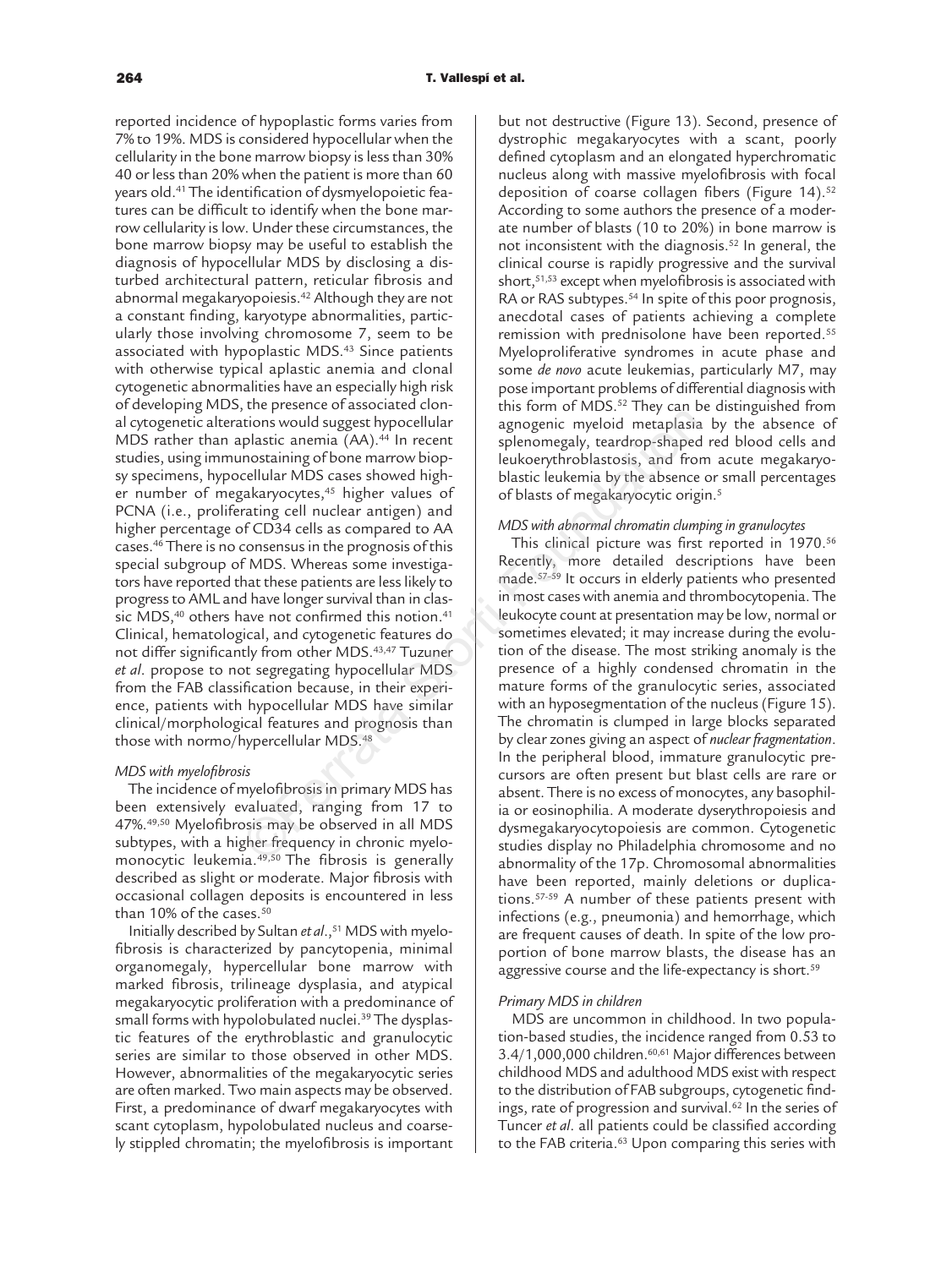reported incidence of hypoplastic forms varies from 7% to 19%. MDS is considered hypocellular when the cellularity in the bone marrow biopsy is less than 30% 40 or less than 20% when the patient is more than 60 years old.[41] The identification of dysmyelopoietic features can be difficult to identify when the bone marrow cellularity is low. Under these circumstances, the bone marrow biopsy may be useful to establish the diagnosis of hypocellular MDS by disclosing a disturbed architectural pattern, reticular fibrosis and abnormal megakaryopoiesis.[42] Although they are not a constant finding, karyotype abnormalities, particularly those involving chromosome 7, seem to be associated with hypoplastic MDS.[43] Since patients with otherwise typical aplastic anemia and clonal cytogenetic abnormalities have an especially high risk of developing MDS, the presence of associated clonal cytogenetic alterations would suggest hypocellular MDS rather than aplastic anemia (AA).[44] In recent studies, using immunostaining of bone marrow biopsy specimens, hypocellular MDS cases showed higher number of megakaryocytes,[45] higher values of PCNA (i.e., proliferating cell nuclear antigen) and higher percentage of CD34 cells as compared to AA cases.[46] There is no consensus in the prognosis of this special subgroup of MDS. Whereas some investigators have reported that these patients are less likely to progress to AML and have longer survival than in classic MDS,[40] others have not confirmed this notion.[41] Clinical, hematological, and cytogenetic features do not differ significantly from other MDS.[43,47] Tuzuner *et al*. propose to not segregating hypocellular MDS from the FAB classification because, in their experience, patients with hypocellular MDS have similar clinical/morphological features and prognosis than those with normo/hypercellular MDS.[48]

*MDS with myelofibrosis*

The incidence of myelofibrosis in primary MDS has been extensively evaluated, ranging from 17 to 47%.[49,50] Myelofibrosis may be observed in all MDS subtypes, with a higher frequency in chronic myelomonocytic leukemia.[49,50] The fibrosis is generally described as slight or moderate. Major fibrosis with occasional collagen deposits is encountered in less than 10% of the cases.[50]

Initially described by Sultan *et al*.,[51] MDS with myelofibrosis is characterized by pancytopenia, minimal organomegaly, hypercellular bone marrow with marked fibrosis, trilineage dysplasia, and atypical megakaryocytic proliferation with a predominance of small forms with hypolobulated nuclei.[39] The dysplastic features of the erythroblastic and granulocytic series are similar to those observed in other MDS. However, abnormalities of the megakaryocytic series are often marked. Two main aspects may be observed. First, a predominance of dwarf megakaryocytes with scant cytoplasm, hypolobulated nucleus and coarsely stippled chromatin; the myelofibrosis is important but not destructive (Figure 13). Second, presence of dystrophic megakaryocytes with a scant, poorly defined cytoplasm and an elongated hyperchromatic nucleus along with massive myelofibrosis with focal deposition of coarse collagen fibers (Figure 14).[52] According to some authors the presence of a moderate number of blasts (10 to 20%) in bone marrow is not inconsistent with the diagnosis.[52] In general, the clinical course is rapidly progressive and the survival short,[51,53] except when myelofibrosis is associated with RA or RAS subtypes.[54] In spite of this poor prognosis, anecdotal cases of patients achieving a complete remission with prednisolone have been reported.[55] Myeloproliferative syndromes in acute phase and some *de novo* acute leukemias, particularly M7, may pose important problems of differential diagnosis with this form of MDS.[52] They can be distinguished from agnogenic myeloid metaplasia by the absence of splenomegaly, teardrop-shaped red blood cells and leukoerythroblastosis, and from acute megakaryoblastic leukemia by the absence or small percentages of blasts of megakaryocytic origin.[5]

*MDS with abnormal chromatin clumping in granulocytes*

This clinical picture was first reported in 1970.[56] Recently, more detailed descriptions have been made.[57-59] It occurs in elderly patients who presented in most cases with anemia and thrombocytopenia. The leukocyte count at presentation may be low, normal or sometimes elevated; it may increase during the evolution of the disease. The most striking anomaly is the presence of a highly condensed chromatin in the mature forms of the granulocytic series, associated with an hyposegmentation of the nucleus (Figure 15). The chromatin is clumped in large blocks separated by clear zones giving an aspect of *nuclear fragmentation*. In the peripheral blood, immature granulocytic precursors are often present but blast cells are rare or absent. There is no excess of monocytes, any basophilia or eosinophilia. A moderate dyserythropoiesis and dysmegakaryocytopoiesis are common. Cytogenetic studies display no Philadelphia chromosome and no abnormality of the 17p. Chromosomal abnormalities have been reported, mainly deletions or duplications.[57-59] A number of these patients present with infections (e.g., pneumonia) and hemorrhage, which are frequent causes of death. In spite of the low proportion of bone marrow blasts, the disease has an aggressive course and the life-expectancy is short.[59]

*Primary MDS in children*

MDS are uncommon in childhood. In two population-based studies, the incidence ranged from 0.53 to 3.4/1,000,000 children.[60,61] Major differences between childhood MDS and adulthood MDS exist with respect to the distribution of FAB subgroups, cytogenetic findings, rate of progression and survival.[62] In the series of Tuncer *et al*. all patients could be classified according to the FAB criteria.[63] Upon comparing this series with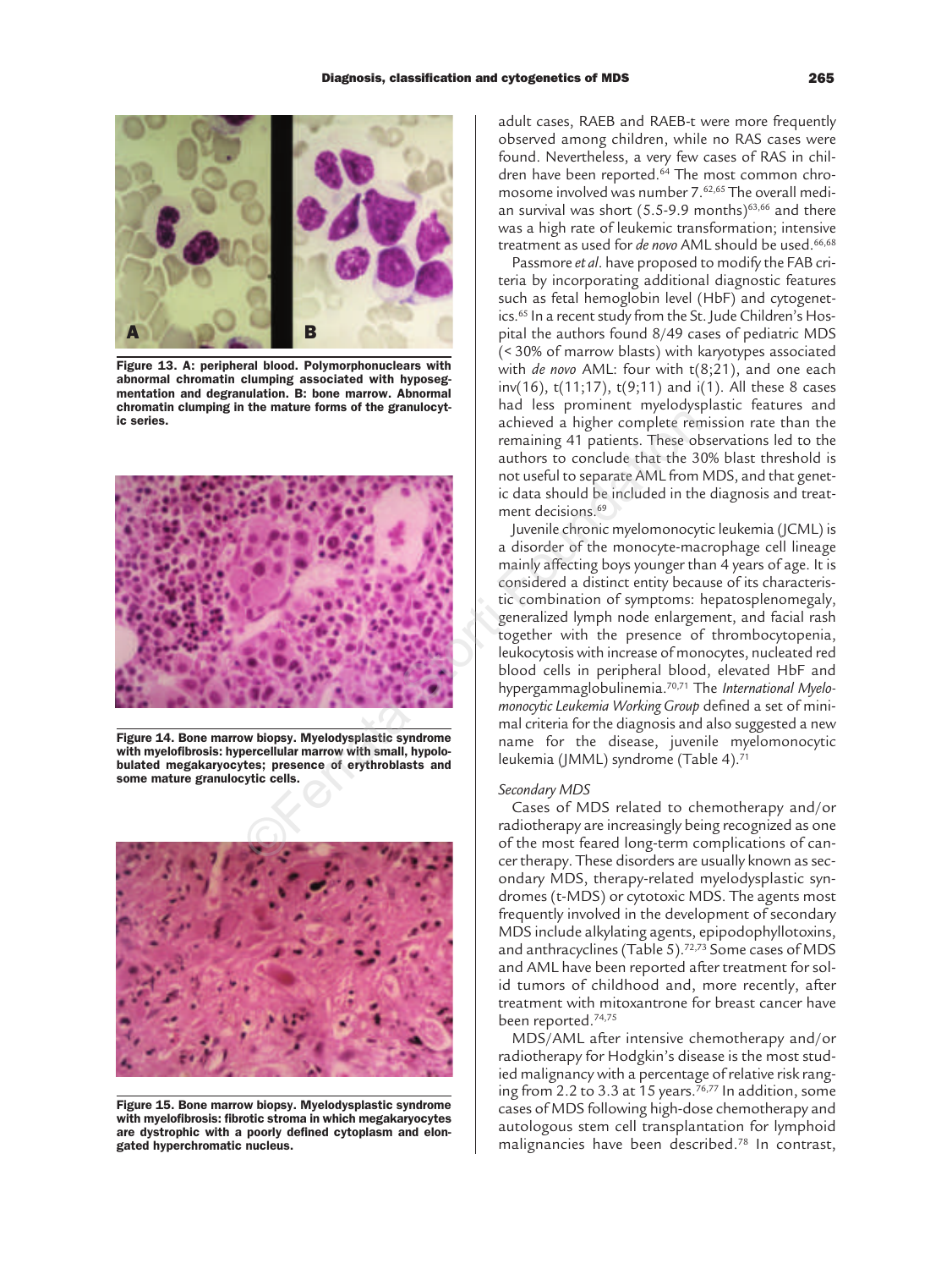Figure 13. A: peripheral blood. Polymorphonuclears with abnormal chromatin clumping associated with hyposegmentation and degranulation. B: bone marrow. Abnormal chromatin clumping in the mature forms of the granulocytic series.

Figure 14. Bone marrow biopsy. Myelodysplastic syndrome with myelofibrosis: hypercellular marrow with small, hypolobulated megakaryocytes; presence of erythroblasts and some mature granulocytic cells.

Figure 15. Bone marrow biopsy. Myelodysplastic syndrome with myelofibrosis: fibrotic stroma in which megakaryocytes are dystrophic with a poorly defined cytoplasm and elongated hyperchromatic nucleus.

adult cases, RAEB and RAEB-t were more frequently observed among children, while no RAS cases were found. Nevertheless, a very few cases of RAS in children have been reported.[64] The most common chromosome involved was number 7.[62,65] The overall median survival was short (5.5-9.9 months)[63,66] and there was a high rate of leukemic transformation; intensive treatment as used for *de novo* AML should be used.[66,68]

Passmore *et al*. have proposed to modify the FAB criteria by incorporating additional diagnostic features such as fetal hemoglobin level (HbF) and cytogenetics.[65] In a recent study from the St. Jude Children's Hospital the authors found 8/49 cases of pediatric MDS (< 30% of marrow blasts) with karyotypes associated with *de novo* AML: four with t(8;21), and one each inv(16), t(11;17), t(9;11) and i(1). All these 8 cases had less prominent myelodysplastic features and achieved a higher complete remission rate than the remaining 41 patients. These observations led to the authors to conclude that the 30% blast threshold is not useful to separate AML from MDS, and that genetic data should be included in the diagnosis and treatment decisions.[69]

Juvenile chronic myelomonocytic leukemia (JCML) is a disorder of the monocyte-macrophage cell lineage mainly affecting boys younger than 4 years of age. It is considered a distinct entity because of its characteristic combination of symptoms: hepatosplenomegaly, generalized lymph node enlargement, and facial rash together with the presence of thrombocytopenia, leukocytosis with increase of monocytes, nucleated red blood cells in peripheral blood, elevated HbF and hypergammaglobulinemia.[70,71] The *International Myelomonocytic Leukemia Working Group* defined a set of minimal criteria for the diagnosis and also suggested a new name for the disease, juvenile myelomonocytic leukemia (JMML) syndrome (Table 4).[71]

*Secondary MDS*

Cases of MDS related to chemotherapy and/or radiotherapy are increasingly being recognized as one of the most feared long-term complications of cancer therapy. These disorders are usually known as secondary MDS, therapy-related myelodysplastic syndromes (t-MDS) or cytotoxic MDS. The agents most frequently involved in the development of secondary MDS include alkylating agents, epipodophyllotoxins, and anthracyclines (Table 5).[72,73] Some cases of MDS and AML have been reported after treatment for solid tumors of childhood and, more recently, after treatment with mitoxantrone for breast cancer have been reported.[74,75]

MDS/AML after intensive chemotherapy and/or radiotherapy for Hodgkin's disease is the most studied malignancy with a percentage of relative risk ranging from 2.2 to 3.3 at 15 years.[76,77] In addition, some cases of MDS following high-dose chemotherapy and autologous stem cell transplantation for lymphoid malignancies have been described.[78] In contrast,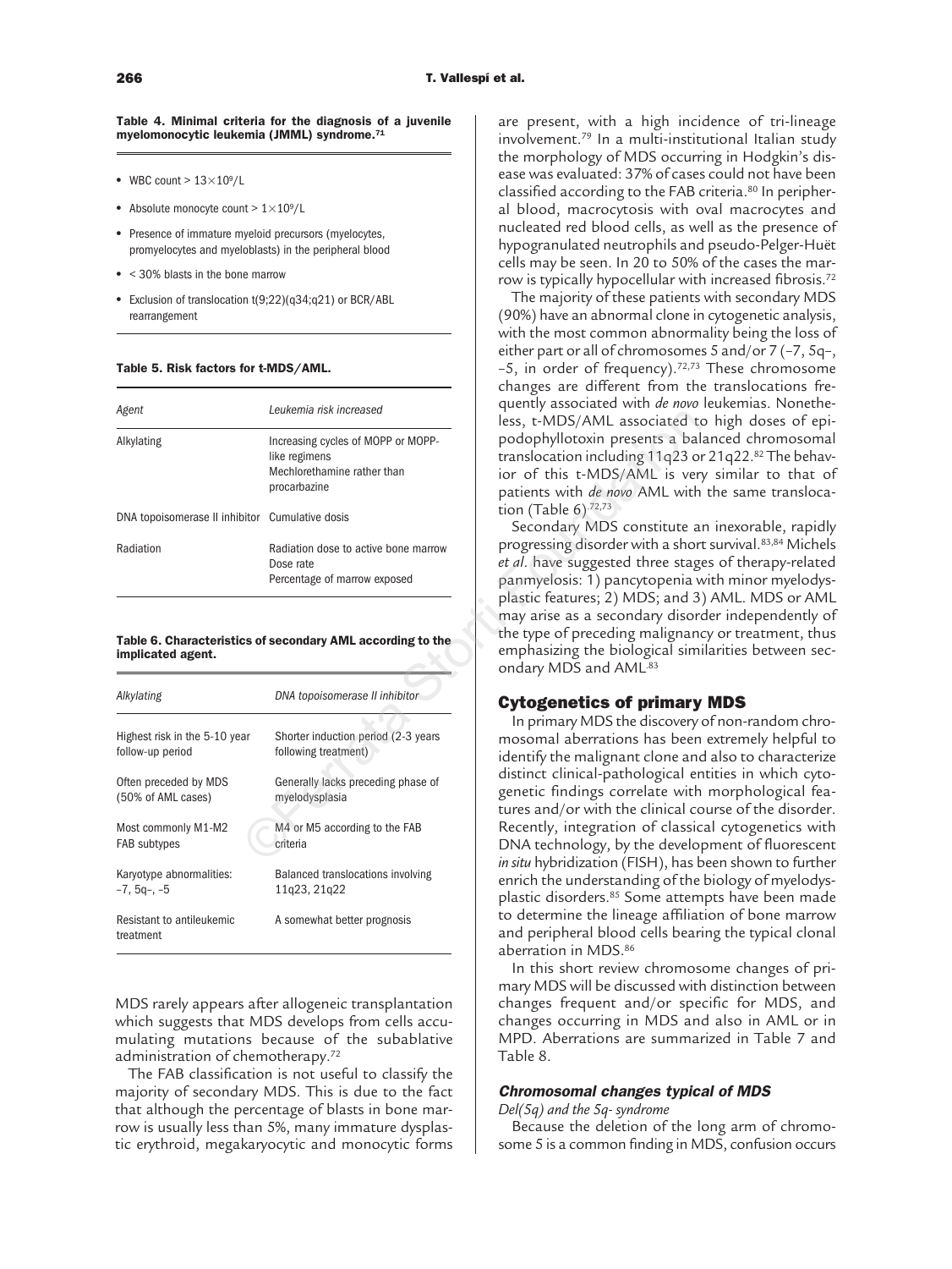**Table 4. Minimal criteria for the diagnosis of a juvenile myelomonocytic leukemia (JMML) syndrome.[71]**

- WBC count > 13×10⁹/L
- Absolute monocyte count > 1×10⁹/L
- Presence of immature myeloid precursors (myelocytes, promyelocytes and myeloblasts) in the peripheral blood
- < 30% blasts in the bone marrow
- Exclusion of translocation t(9;22)(q34;q21) or BCR/ABL rearrangement

**Table 5. Risk factors for t-MDS/AML.**

| Agent | Leukemia risk increased |
|---|---|
| Alkylating | Increasing cycles of MOPP or MOPP-like regimens<br>Mechlorethamine rather than procarbazine |
| DNA topoisomerase II inhibitor | Cumulative dosis |
| Radiation | Radiation dose to active bone marrow<br>Dose rate<br>Percentage of marrow exposed |

**Table 6. Characteristics of secondary AML according to the implicated agent.**

| Alkylating | DNA topoisomerase II inhibitor |
|---|---|
| Highest risk in the 5-10 year follow-up period | Shorter induction period (2-3 years following treatment) |
| Often preceded by MDS (50% of AML cases) | Generally lacks preceding phase of myelodysplasia |
| Most commonly M1-M2 FAB subtypes | M4 or M5 according to the FAB criteria |
| Karyotype abnormalities: −7, 5q−, −5 | Balanced translocations involving 11q23, 21q22 |
| Resistant to antileukemic treatment | A somewhat better prognosis |

MDS rarely appears after allogeneic transplantation which suggests that MDS develops from cells accumulating mutations because of the subablative administration of chemotherapy.[72]

The FAB classification is not useful to classify the majority of secondary MDS. This is due to the fact that although the percentage of blasts in bone marrow is usually less than 5%, many immature dysplastic erythroid, megakaryocytic and monocytic forms are present, with a high incidence of tri-lineage involvement.[79] In a multi-institutional Italian study the morphology of MDS occurring in Hodgkin's disease was evaluated: 37% of cases could not have been classified according to the FAB criteria.[80] In peripheral blood, macrocytosis with oval macrocytes and nucleated red blood cells, as well as the presence of hypogranulated neutrophils and pseudo-Pelger-Huët cells may be seen. In 20 to 50% of the cases the marrow is typically hypocellular with increased fibrosis.[72]

The majority of these patients with secondary MDS (90%) have an abnormal clone in cytogenetic analysis, with the most common abnormality being the loss of either part or all of chromosomes 5 and/or 7 (−7, 5q−, −5, in order of frequency).[72,73] These chromosome changes are different from the translocations frequently associated with *de novo* leukemias. Nonetheless, t-MDS/AML associated to high doses of epipodophyllotoxin presents a balanced chromosomal translocation including 11q23 or 21q22.[82] The behavior of this t-MDS/AML is very similar to that of patients with *de novo* AML with the same translocation (Table 6).[72,73]

Secondary MDS constitute an inexorable, rapidly progressing disorder with a short survival.[83,84] Michels *et al*. have suggested three stages of therapy-related panmyelosis: 1) pancytopenia with minor myelodysplastic features; 2) MDS; and 3) AML. MDS or AML may arise as a secondary disorder independently of the type of preceding malignancy or treatment, thus emphasizing the biological similarities between secondary MDS and AML.[83]

## Cytogenetics of primary MDS

In primary MDS the discovery of non-random chromosomal aberrations has been extremely helpful to identify the malignant clone and also to characterize distinct clinical-pathological entities in which cytogenetic findings correlate with morphological features and/or with the clinical course of the disorder. Recently, integration of classical cytogenetics with DNA technology, by the development of fluorescent *in situ* hybridization (FISH), has been shown to further enrich the understanding of the biology of myelodysplastic disorders.[85] Some attempts have been made to determine the lineage affiliation of bone marrow and peripheral blood cells bearing the typical clonal aberration in MDS.[86]

In this short review chromosome changes of primary MDS will be discussed with distinction between changes frequent and/or specific for MDS, and changes occurring in MDS and also in AML or in MPD. Aberrations are summarized in Table 7 and Table 8.

### Chromosomal changes typical of MDS

*Del(5q) and the 5q- syndrome*

Because the deletion of the long arm of chromosome 5 is a common finding in MDS, confusion occurs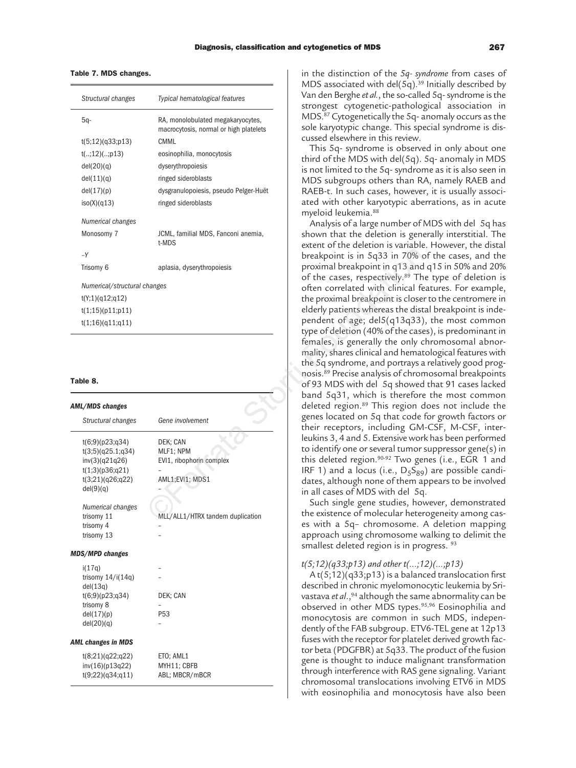**Table 7. MDS changes.**

| Structural changes | Typical hematological features |
|---|---|
| 5q- | RA, monolobulated megakaryocytes, macrocytosis, normal or high platelets |
| t(5;12)(q33;p13) | CMML |
| t(..;12)(..;p13) | eosinophilia, monocytosis |
| del(20)(q) | dyserythropoiesis |
| del(11)(q) | ringed sideroblasts |
| del(17)(p) | dysgranulopoiesis, pseudo Pelger-Huët |
| iso(X)(q13) | ringed sideroblasts |
| *Numerical changes* | |
| Monosomy 7 | JCML, familial MDS, Fanconi anemia, t-MDS |
| –Y | |
| Trisomy 6 | aplasia, dyserythropoiesis |
| *Numerical/structural changes* | |
| t(Y;1)(q12;q12) | |
| t(1;15)(p11;p11) | |
| t(1;16)(q11;q11) | |

**Table 8.**

| Structural changes | Gene involvement |
|---|---|
| ***AML/MDS changes*** | |
| t(6;9)(p23;q34) | DEK; CAN |
| t(3;5)(q25.1;q34) | MLF1; NPM |
| inv(3)(q21q26) | EVI1, ribophorin complex |
| t(1;3)(p36;q21) | – |
| t(3;21)(q26;q22) | AML1;EVI1; MDS1 |
| del(9)(q) | – |
| *Numerical changes* | |
| trisomy 11 | MLL/ALL1/HTRX tandem duplication |
| trisomy 4 | – |
| trisomy 13 | – |
| ***MDS/MPD changes*** | |
| i(17q) | – |
| trisomy 14/i(14q) | – |
| del(13q) | |
| t(6;9)(p23;q34) | DEK; CAN |
| trisomy 8 | – |
| del(17)(p) | P53 |
| del(20)(q) | – |
| ***AML changes in MDS*** | |
| t(8;21)(q22;q22) | ETO; AML1 |
| inv(16)(p13q22) | MYH11; CBFB |
| t(9;22)(q34;q11) | ABL; MBCR/mBCR |

in the distinction of the *5q- syndrome* from cases of MDS associated with del(5q).[39] Initially described by Van den Berghe *et al.*, the so-called 5q- syndrome is the strongest cytogenetic-pathological association in MDS.[87] Cytogenetically the 5q- anomaly occurs as the sole karyotypic change. This special syndrome is discussed elsewhere in this review.

This 5q- syndrome is observed in only about one third of the MDS with del(5q). 5q- anomaly in MDS is not limited to the 5q- syndrome as it is also seen in MDS subgroups others than RA, namely RAEB and RAEB-t. In such cases, however, it is usually associated with other karyotypic aberrations, as in acute myeloid leukemia.[88]

Analysis of a large number of MDS with del 5q has shown that the deletion is generally interstitial. The extent of the deletion is variable. However, the distal breakpoint is in 5q33 in 70% of the cases, and the proximal breakpoint in q13 and q15 in 50% and 20% of the cases, respectively.[89] The type of deletion is often correlated with clinical features. For example, the proximal breakpoint is closer to the centromere in elderly patients whereas the distal breakpoint is independent of age; del5(q13q33), the most common type of deletion (40% of the cases), is predominant in females, is generally the only chromosomal abnormality, shares clinical and hematological features with the 5q syndrome, and portrays a relatively good prognosis.[89] Precise analysis of chromosomal breakpoints of 93 MDS with del 5q showed that 91 cases lacked band 5q31, which is therefore the most common deleted region.[89] This region does not include the genes located on 5q that code for growth factors or their receptors, including GM-CSF, M-CSF, interleukins 3, 4 and 5. Extensive work has been performed to identify one or several tumor suppressor gene(s) in this deleted region.[90-92] Two genes (i.e., EGR 1 and IRF 1) and a locus (i.e., $D_5S_{89}$) are possible candidates, although none of them appears to be involved in all cases of MDS with del 5q.

Such single gene studies, however, demonstrated the existence of molecular heterogeneity among cases with a 5q– chromosome. A deletion mapping approach using chromosome walking to delimit the smallest deleted region is in progress.[93]

*t(5;12)(q33;p13) and other t(...;12)(...;p13)*

A t(5;12)(q33;p13) is a balanced translocation first described in chronic myelomonocytic leukemia by Srivastava *et al.*,[94] although the same abnormality can be observed in other MDS types.[95,96] Eosinophilia and monocytosis are common in such MDS, independently of the FAB subgroup. ETV6-TEL gene at 12p13 fuses with the receptor for platelet derived growth factor beta (PDGFBR) at 5q33. The product of the fusion gene is thought to induce malignant transformation through interference with RAS gene signaling. Variant chromosomal translocations involving ETV6 in MDS with eosinophilia and monocytosis have also been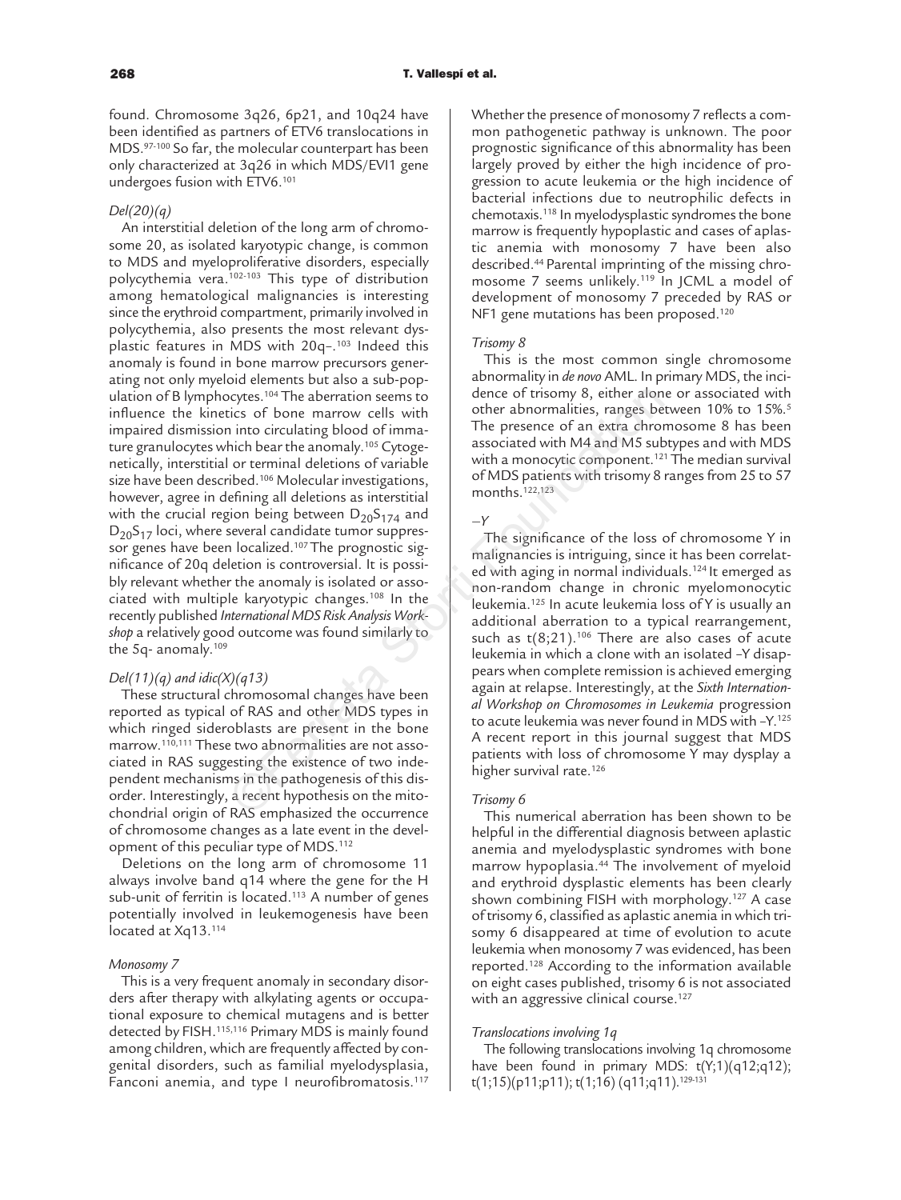found. Chromosome 3q26, 6p21, and 10q24 have been identified as partners of ETV6 translocations in MDS.[97-100] So far, the molecular counterpart has been only characterized at 3q26 in which MDS/EVI1 gene undergoes fusion with ETV6.[101]

*Del(20)(q)*

An interstitial deletion of the long arm of chromosome 20, as isolated karyotypic change, is common to MDS and myeloproliferative disorders, especially polycythemia vera.[102-103] This type of distribution among hematological malignancies is interesting since the erythroid compartment, primarily involved in polycythemia, also presents the most relevant dysplastic features in MDS with 20q–.[103] Indeed this anomaly is found in bone marrow precursors generating not only myeloid elements but also a sub-population of B lymphocytes.[104] The aberration seems to influence the kinetics of bone marrow cells with impaired dismission into circulating blood of immature granulocytes which bear the anomaly.[105] Cytogenetically, interstitial or terminal deletions of variable size have been described.[106] Molecular investigations, however, agree in defining all deletions as interstitial with the crucial region being between $D_{20}S_{174}$ and $D_{20}S_{17}$ loci, where several candidate tumor suppressor genes have been localized.[107] The prognostic significance of 20q deletion is controversial. It is possibly relevant whether the anomaly is isolated or associated with multiple karyotypic changes.[108] In the recently published *International MDS Risk Analysis Workshop* a relatively good outcome was found similarly to the 5q- anomaly.[109]

*Del(11)(q) and idic(X)(q13)*

These structural chromosomal changes have been reported as typical of RAS and other MDS types in which ringed sideroblasts are present in the bone marrow.[110,111] These two abnormalities are not associated in RAS suggesting the existence of two independent mechanisms in the pathogenesis of this disorder. Interestingly, a recent hypothesis on the mitochondrial origin of RAS emphasized the occurrence of chromosome changes as a late event in the development of this peculiar type of MDS.[112]

Deletions on the long arm of chromosome 11 always involve band q14 where the gene for the H sub-unit of ferritin is located.[113] A number of genes potentially involved in leukemogenesis have been located at Xq13.[114]

*Monosomy 7*

This is a very frequent anomaly in secondary disorders after therapy with alkylating agents or occupational exposure to chemical mutagens and is better detected by FISH.[115,116] Primary MDS is mainly found among children, which are frequently affected by congenital disorders, such as familial myelodysplasia, Fanconi anemia, and type I neurofibromatosis.[117] Whether the presence of monosomy 7 reflects a common pathogenetic pathway is unknown. The poor prognostic significance of this abnormality has been largely proved by either the high incidence of progression to acute leukemia or the high incidence of bacterial infections due to neutrophilic defects in chemotaxis.[118] In myelodysplastic syndromes the bone marrow is frequently hypoplastic and cases of aplastic anemia with monosomy 7 have been also described.[44] Parental imprinting of the missing chromosome 7 seems unlikely.[119] In JCML a model of development of monosomy 7 preceded by RAS or NF1 gene mutations has been proposed.[120]

*Trisomy 8*

This is the most common single chromosome abnormality in *de novo* AML. In primary MDS, the incidence of trisomy 8, either alone or associated with other abnormalities, ranges between 10% to 15%.[5] The presence of an extra chromosome 8 has been associated with M4 and M5 subtypes and with MDS with a monocytic component.[121] The median survival of MDS patients with trisomy 8 ranges from 25 to 57 months.[122,123]

*–Y*

The significance of the loss of chromosome Y in malignancies is intriguing, since it has been correlated with aging in normal individuals.[124] It emerged as non-random change in chronic myelomonocytic leukemia.[125] In acute leukemia loss of Y is usually an additional aberration to a typical rearrangement, such as t(8;21).[106] There are also cases of acute leukemia in which a clone with an isolated –Y disappears when complete remission is achieved emerging again at relapse. Interestingly, at the *Sixth International Workshop on Chromosomes in Leukemia* progression to acute leukemia was never found in MDS with –Y.[125] A recent report in this journal suggest that MDS patients with loss of chromosome Y may dysplay a higher survival rate.[126]

*Trisomy 6*

This numerical aberration has been shown to be helpful in the differential diagnosis between aplastic anemia and myelodysplastic syndromes with bone marrow hypoplasia.[44] The involvement of myeloid and erythroid dysplastic elements has been clearly shown combining FISH with morphology.[127] A case of trisomy 6, classified as aplastic anemia in which trisomy 6 disappeared at time of evolution to acute leukemia when monosomy 7 was evidenced, has been reported.[128] According to the information available on eight cases published, trisomy 6 is not associated with an aggressive clinical course.[127]

*Translocations involving 1q*

The following translocations involving 1q chromosome have been found in primary MDS: t(Y;1)(q12;q12); t(1;15)(p11;p11); t(1;16) (q11;q11).[129-131]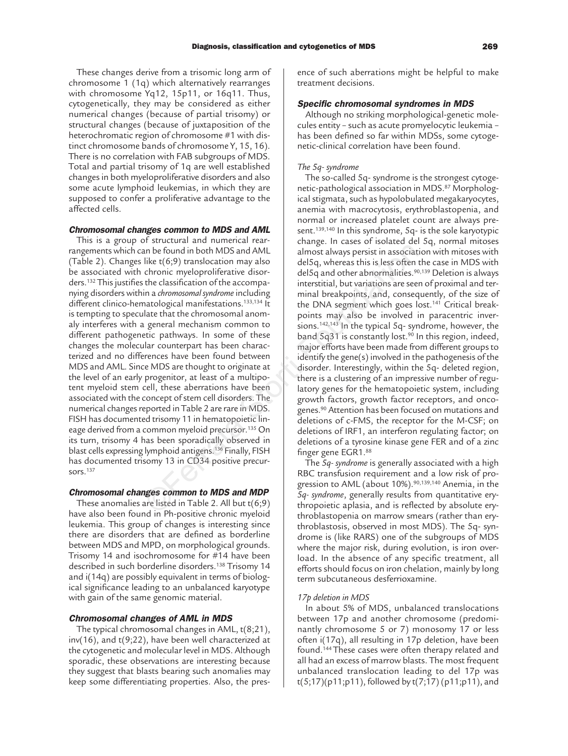These changes derive from a trisomic long arm of chromosome 1 (1q) which alternatively rearranges with chromosome Yq12, 15p11, or 16q11. Thus, cytogenetically, they may be considered as either numerical changes (because of partial trisomy) or structural changes (because of juxtaposition of the heterochromatic region of chromosome #1 with distinct chromosome bands of chromosome Y, 15, 16). There is no correlation with FAB subgroups of MDS. Total and partial trisomy of 1q are well established changes in both myeloproliferative disorders and also some acute lymphoid leukemias, in which they are supposed to confer a proliferative advantage to the affected cells.

### Chromosomal changes common to MDS and AML

This is a group of structural and numerical rearrangements which can be found in both MDS and AML (Table 2). Changes like t(6;9) translocation may also be associated with chronic myeloproliferative disorders.[132] This justifies the classification of the accompanying disorders within a *chromosomal syndrome* including different clinico-hematological manifestations.[133,134] It is tempting to speculate that the chromosomal anomaly interferes with a general mechanism common to different pathogenetic pathways. In some of these changes the molecular counterpart has been characterized and no differences have been found between MDS and AML. Since MDS are thought to originate at the level of an early progenitor, at least of a multipotent myeloid stem cell, these aberrations have been associated with the concept of stem cell disorders. The numerical changes reported in Table 2 are rare in MDS. FISH has documented trisomy 11 in hematopoietic lineage derived from a common myeloid precursor.[135] On its turn, trisomy 4 has been sporadically observed in blast cells expressing lymphoid antigens.[136] Finally, FISH has documented trisomy 13 in CD34 positive precursors.[137]

### Chromosomal changes common to MDS and MDP

These anomalies are listed in Table 2. All but t(6;9) have also been found in Ph-positive chronic myeloid leukemia. This group of changes is interesting since there are disorders that are defined as borderline between MDS and MPD, on morphological grounds. Trisomy 14 and isochromosome for #14 have been described in such borderline disorders.[138] Trisomy 14 and i(14q) are possibly equivalent in terms of biological significance leading to an unbalanced karyotype with gain of the same genomic material.

### Chromosomal changes of AML in MDS

The typical chromosomal changes in AML, t(8;21), inv(16), and t(9;22), have been well characterized at the cytogenetic and molecular level in MDS. Although sporadic, these observations are interesting because they suggest that blasts bearing such anomalies may keep some differentiating properties. Also, the presence of such aberrations might be helpful to make treatment decisions.

### Specific chromosomal syndromes in MDS

Although no striking morphological-genetic molecules entity – such as acute promyelocytic leukemia – has been defined so far within MDSs, some cytogenetic-clinical correlation have been found.

#### *The 5q- syndrome*

The so-called 5q- syndrome is the strongest cytogenetic-pathological association in MDS.[87] Morphological stigmata, such as hypolobulated megakaryocytes, anemia with macrocytosis, erythroblastopenia, and normal or increased platelet count are always present.[139,140] In this syndrome, 5q- is the sole karyotypic change. In cases of isolated del 5q, normal mitoses almost always persist in association with mitoses with del5q, whereas this is less often the case in MDS with del5q and other abnormalities.[90,139] Deletion is always interstitial, but variations are seen of proximal and terminal breakpoints, and, consequently, of the size of the DNA segment which goes lost.[141] Critical breakpoints may also be involved in paracentric inversions.[142,143] In the typical 5q- syndrome, however, the band 5q31 is constantly lost.[90] In this region, indeed, major efforts have been made from different groups to identify the gene(s) involved in the pathogenesis of the disorder. Interestingly, within the 5q- deleted region, there is a clustering of an impressive number of regulatory genes for the hematopoietic system, including growth factors, growth factor receptors, and oncogenes.[90] Attention has been focused on mutations and deletions of c-FMS, the receptor for the M-CSF; on deletions of IRF1, an interferon regulating factor; on deletions of a tyrosine kinase gene FER and of a zinc finger gene EGR1.[88]

The *5q- syndrome* is generally associated with a high RBC transfusion requirement and a low risk of progression to AML (about 10%).[90,139,140] Anemia, in the *5q- syndrome*, generally results from quantitative erythropoietic aplasia, and is reflected by absolute erythroblastopenia on marrow smears (rather than erythroblastosis, observed in most MDS). The 5q- syndrome is (like RARS) one of the subgroups of MDS where the major risk, during evolution, is iron overload. In the absence of any specific treatment, all efforts should focus on iron chelation, mainly by long term subcutaneous desferrioxamine.

#### *17p deletion in MDS*

In about 5% of MDS, unbalanced translocations between 17p and another chromosome (predominantly chromosome 5 or 7) monosomy 17 or less often i(17q), all resulting in 17p deletion, have been found.[144] These cases were often therapy related and all had an excess of marrow blasts. The most frequent unbalanced translocation leading to del 17p was t(5;17)(p11;p11), followed by t(7;17) (p11;p11), and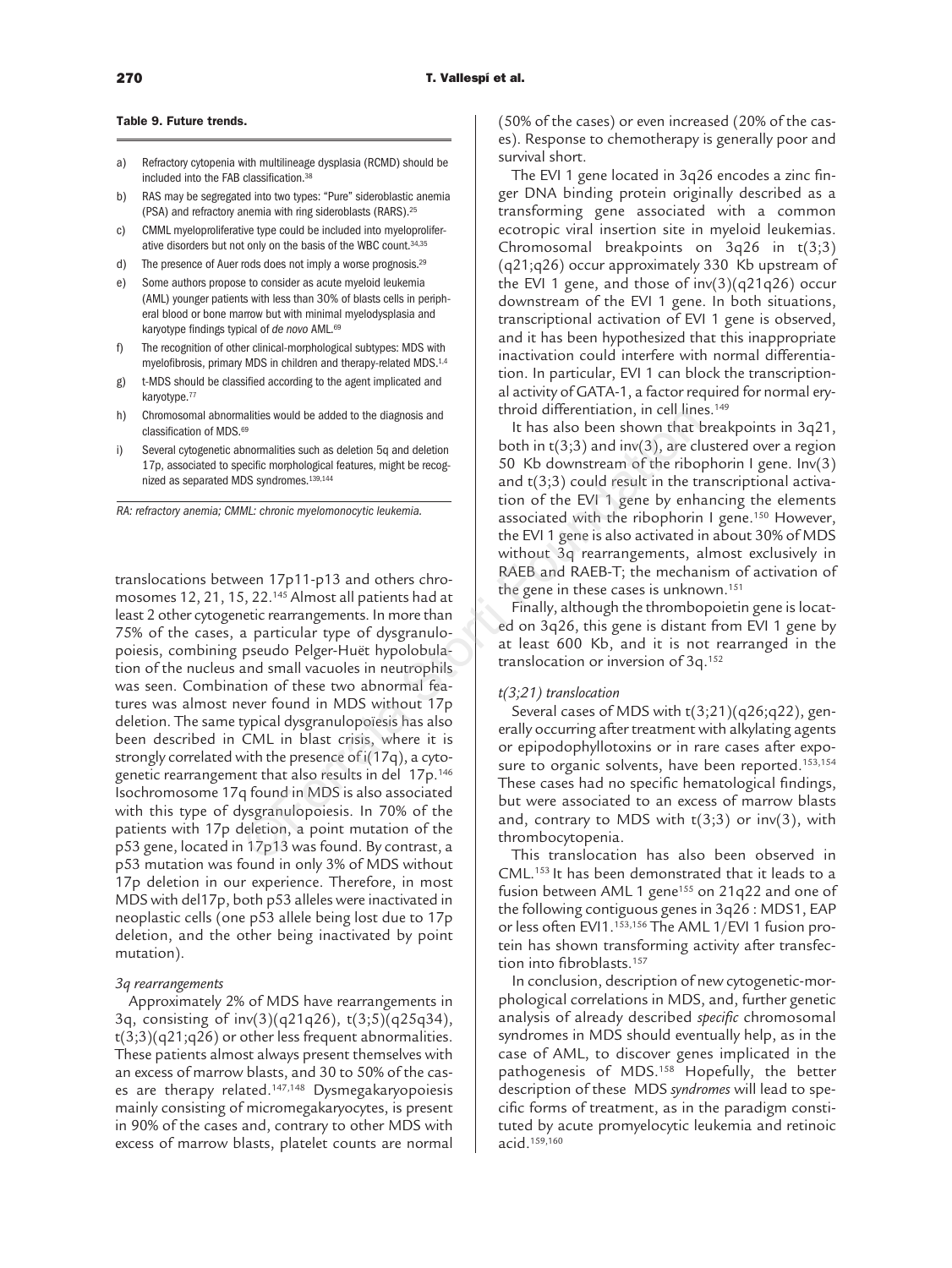**Table 9. Future trends.**

a) Refractory cytopenia with multilineage dysplasia (RCMD) should be included into the FAB classification.[38]
b) RAS may be segregated into two types: "Pure" sideroblastic anemia (PSA) and refractory anemia with ring sideroblasts (RARS).[25]
c) CMML myeloproliferative type could be included into myeloproliferative disorders but not only on the basis of the WBC count.[34,35]
d) The presence of Auer rods does not imply a worse prognosis.[29]
e) Some authors propose to consider as acute myeloid leukemia (AML) younger patients with less than 30% of blasts cells in peripheral blood or bone marrow but with minimal myelodysplasia and karyotype findings typical of *de novo* AML.[69]
f) The recognition of other clinical-morphological subtypes: MDS with myelofibrosis, primary MDS in children and therapy-related MDS.[1,4]
g) t-MDS should be classified according to the agent implicated and karyotype.[77]
h) Chromosomal abnormalities would be added to the diagnosis and classification of MDS.[69]
i) Several cytogenetic abnormalities such as deletion 5q and deletion 17p, associated to specific morphological features, might be recognized as separated MDS syndromes.[139,144]

*RA: refractory anemia; CMML: chronic myelomonocytic leukemia.*

translocations between 17p11-p13 and others chromosomes 12, 21, 15, 22.[145] Almost all patients had at least 2 other cytogenetic rearrangements. In more than 75% of the cases, a particular type of dysgranulopoiesis, combining pseudo Pelger-Huët hypolobulation of the nucleus and small vacuoles in neutrophils was seen. Combination of these two abnormal features was almost never found in MDS without 17p deletion. The same typical dysgranulopoïesis has also been described in CML in blast crisis, where it is strongly correlated with the presence of i(17q), a cytogenetic rearrangement that also results in del 17p.[146] Isochromosome 17q found in MDS is also associated with this type of dysgranulopoiesis. In 70% of the patients with 17p deletion, a point mutation of the p53 gene, located in 17p13 was found. By contrast, a p53 mutation was found in only 3% of MDS without 17p deletion in our experience. Therefore, in most MDS with del17p, both p53 alleles were inactivated in neoplastic cells (one p53 allele being lost due to 17p deletion, and the other being inactivated by point mutation).

*3q rearrangements*

Approximately 2% of MDS have rearrangements in 3q, consisting of inv(3)(q21q26), t(3;5)(q25q34), t(3;3)(q21;q26) or other less frequent abnormalities. These patients almost always present themselves with an excess of marrow blasts, and 30 to 50% of the cases are therapy related.[147,148] Dysmegakaryopoiesis mainly consisting of micromegakaryocytes, is present in 90% of the cases and, contrary to other MDS with excess of marrow blasts, platelet counts are normal (50% of the cases) or even increased (20% of the cases). Response to chemotherapy is generally poor and survival short.

The EVI 1 gene located in 3q26 encodes a zinc finger DNA binding protein originally described as a transforming gene associated with a common ecotropic viral insertion site in myeloid leukemias. Chromosomal breakpoints on 3q26 in t(3;3)(q21;q26) occur approximately 330 Kb upstream of the EVI 1 gene, and those of inv(3)(q21q26) occur downstream of the EVI 1 gene. In both situations, transcriptional activation of EVI 1 gene is observed, and it has been hypothesized that this inappropriate inactivation could interfere with normal differentiation. In particular, EVI 1 can block the transcriptional activity of GATA-1, a factor required for normal erythroid differentiation, in cell lines.[149]

It has also been shown that breakpoints in 3q21, both in t(3;3) and inv(3), are clustered over a region 50 Kb downstream of the ribophorin I gene. Inv(3) and t(3;3) could result in the transcriptional activation of the EVI 1 gene by enhancing the elements associated with the ribophorin I gene.[150] However, the EVI 1 gene is also activated in about 30% of MDS without 3q rearrangements, almost exclusively in RAEB and RAEB-T; the mechanism of activation of the gene in these cases is unknown.[151]

Finally, although the thrombopoietin gene is located on 3q26, this gene is distant from EVI 1 gene by at least 600 Kb, and it is not rearranged in the translocation or inversion of 3q.[152]

*t(3;21) translocation*

Several cases of MDS with t(3;21)(q26;q22), generally occurring after treatment with alkylating agents or epipodophyllotoxins or in rare cases after exposure to organic solvents, have been reported.[153,154] These cases had no specific hematological findings, but were associated to an excess of marrow blasts and, contrary to MDS with t(3;3) or inv(3), with thrombocytopenia.

This translocation has also been observed in CML.[153] It has been demonstrated that it leads to a fusion between AML 1 gene[155] on 21q22 and one of the following contiguous genes in 3q26 : MDS1, EAP or less often EVI1.[153,156] The AML 1/EVI 1 fusion protein has shown transforming activity after transfection into fibroblasts.[157]

In conclusion, description of new cytogenetic-morphological correlations in MDS, and, further genetic analysis of already described *specific* chromosomal syndromes in MDS should eventually help, as in the case of AML, to discover genes implicated in the pathogenesis of MDS.[158] Hopefully, the better description of these MDS *syndromes* will lead to specific forms of treatment, as in the paradigm constituted by acute promyelocytic leukemia and retinoic acid.[159,160]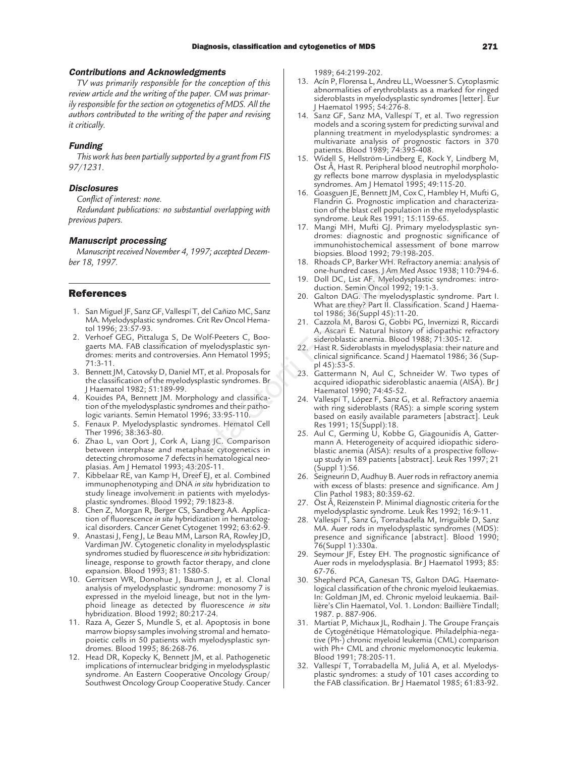### Contributions and Acknowledgments

*TV was primarily responsible for the conception of this review article and the writing of the paper. CM was primarily responsible for the section on cytogenetics of MDS. All the authors contributed to the writing of the paper and revising it critically.*

### Funding

*This work has been partially supported by a grant from FIS 97/1231.*

### Disclosures

*Conflict of interest: none.*

*Redundant publications: no substantial overlapping with previous papers.*

### Manuscript processing

*Manuscript received November 4, 1997; accepted December 18, 1997.*

## References

1. San Miguel JF, Sanz GF, Vallespí T, del Cañizo MC, Sanz MA. Myelodysplastic syndromes. Crit Rev Oncol Hematol 1996; 23:57-93.
2. Verhoef GEG, Pittaluga S, De Wolf-Peeters C, Boogaerts MA. FAB classification of myelodysplastic syndromes: merits and controversies. Ann Hematol 1995; 71:3-11.
3. Bennett JM, Catovsky D, Daniel MT, et al. Proposals for the classification of the myelodysplastic syndromes. Br J Haematol 1982; 51:189-99.
4. Kouides PA, Bennett JM. Morphology and classification of the myelodysplastic syndromes and their pathologic variants. Semin Hematol 1996; 33:95-110.
5. Fenaux P. Myelodysplastic syndromes. Hematol Cell Ther 1996; 38:363-80.
6. Zhao L, van Oort J, Cork A, Liang JC. Comparison between interphase and metaphase cytogenetics in detecting chromosome 7 defects in hematological neoplasias. Am J Hematol 1993; 43:205-11.
7. Kibbelaar RE, van Kamp H, Dreef EJ, et al. Combined immunophenotyping and DNA *in situ* hybridization to study lineage involvement in patients with myelodysplastic syndromes. Blood 1992; 79:1823-8.
8. Chen Z, Morgan R, Berger CS, Sandberg AA. Application of fluorescence *in situ* hybridization in hematological disorders. Cancer Genet Cytogenet 1992; 63:62-9.
9. Anastasi J, Feng J, Le Beau MM, Larson RA, Rowley JD, Vardiman JW. Cytogenetic clonality in myelodysplastic syndromes studied by fluorescence *in situ* hybridization: lineage, response to growth factor therapy, and clone expansion. Blood 1993; 81: 1580-5.
10. Gerritsen WR, Donohue J, Bauman J, et al. Clonal analysis of myelodysplastic syndrome: monosomy 7 is expressed in the myeloid lineage, but not in the lymphoid lineage as detected by fluorescence *in situ* hybridization. Blood 1992; 80:217-24.
11. Raza A, Gezer S, Mundle S, et al. Apoptosis in bone marrow biopsy samples involving stromal and hematopoietic cells in 50 patients with myelodysplastic syndromes. Blood 1995; 86:268-76.
12. Head DR, Kopecky K, Bennett JM, et al. Pathogenetic implications of internuclear bridging in myelodysplastic syndrome. An Eastern Cooperative Oncology Group/ Southwest Oncology Group Cooperative Study. Cancer 1989; 64:2199-202.
13. Acín P, Florensa L, Andreu LL, Woessner S. Cytoplasmic abnormalities of erythroblasts as a marked for ringed sideroblasts in myelodysplastic syndromes [letter]. Eur J Haematol 1995; 54:276-8.
14. Sanz GF, Sanz MA, Vallespí T, et al. Two regression models and a scoring system for predicting survival and planning treatment in myelodysplastic syndromes: a multivariate analysis of prognostic factors in 370 patients. Blood 1989; 74:395-408.
15. Widell S, Hellström-Lindberg E, Kock Y, Lindberg M, Öst Å, Hast R. Peripheral blood neutrophil morphology reflects bone marrow dysplasia in myelodysplastic syndromes. Am J Hematol 1995; 49:115-20.
16. Goasguen JE, Bennett JM, Cox C, Hambley H, Mufti G, Flandrin G. Prognostic implication and characterization of the blast cell population in the myelodysplastic syndrome. Leuk Res 1991; 15:1159-65.
17. Mangi MH, Mufti GJ. Primary myelodysplastic syndromes: diagnostic and prognostic significance of immunohistochemical assessment of bone marrow biopsies. Blood 1992; 79:198-205.
18. Rhoads CP, Barker WH. Refractory anemia: analysis of one-hundred cases. J Am Med Assoc 1938; 110:794-6.
19. Doll DC, List AF. Myelodysplastic syndromes: introduction. Semin Oncol 1992; 19:1-3.
20. Galton DAG. The myelodysplastic syndrome. Part I. What are they? Part II. Classification. Scand J Haematol 1986; 36(Suppl 45):11-20.
21. Cazzola M, Barosi G, Gobbi PG, Invernizzi R, Riccardi A, Ascari E. Natural history of idiopathic refractory sideroblastic anemia. Blood 1988; 71:305-12.
22. Hast R. Sideroblasts in myelodysplasia: their nature and clinical significance. Scand J Haematol 1986; 36 (Suppl 45):53-5.
23. Gattermann N, Aul C, Schneider W. Two types of acquired idiopathic sideroblastic anaemia (AISA). Br J Haematol 1990; 74:45-52.
24. Vallespí T, López F, Sanz G, et al. Refractory anaemia with ring sideroblasts (RAS): a simple scoring system based on easily available parameters [abstract]. Leuk Res 1991; 15(Suppl):18.
25. Aul C, Germing U, Kobbe G, Giagounidis A, Gattermann A. Heterogeneity of acquired idiopathic sideroblastic anemia (AISA): results of a prospective follow-up study in 189 patients [abstract]. Leuk Res 1997; 21 (Suppl 1):S6.
26. Seigneurin D, Audhuy B. Auer rods in refractory anemia with excess of blasts: presence and significance. Am J Clin Pathol 1983; 80:359-62.
27. Öst Å, Reizenstein P. Minimal diagnostic criteria for the myelodysplastic syndrome. Leuk Res 1992; 16:9-11.
28. Vallespí T, Sanz G, Torrabadella M, Irriguible D, Sanz MA. Auer rods in myelodysplastic syndromes (MDS): presence and significance [abstract]. Blood 1990; 76(Suppl 1):330a.
29. Seymour JF, Estey EH. The prognostic significance of Auer rods in myelodysplasia. Br J Haematol 1993; 85: 67-76.
30. Shepherd PCA, Ganesan TS, Galton DAG. Haematological classification of the chronic myeloid leukaemias. In: Goldman JM, ed. Chronic myeloid leukaemia. Baillière's Clin Haematol, Vol. 1. London: Baillière Tindall; 1987. p. 887-906.
31. Martiat P, Michaux JL, Rodhain J. The Groupe Français de Cytogénétique Hématologique. Philadelphia-negative (Ph-) chronic myeloid leukemia (CML) comparison with Ph+ CML and chronic myelomonocytic leukemia. Blood 1991; 78:205-11.
32. Vallespí T, Torrabadella M, Juliá A, et al. Myelodysplastic syndromes: a study of 101 cases according to the FAB classification. Br J Haematol 1985; 61:83-92.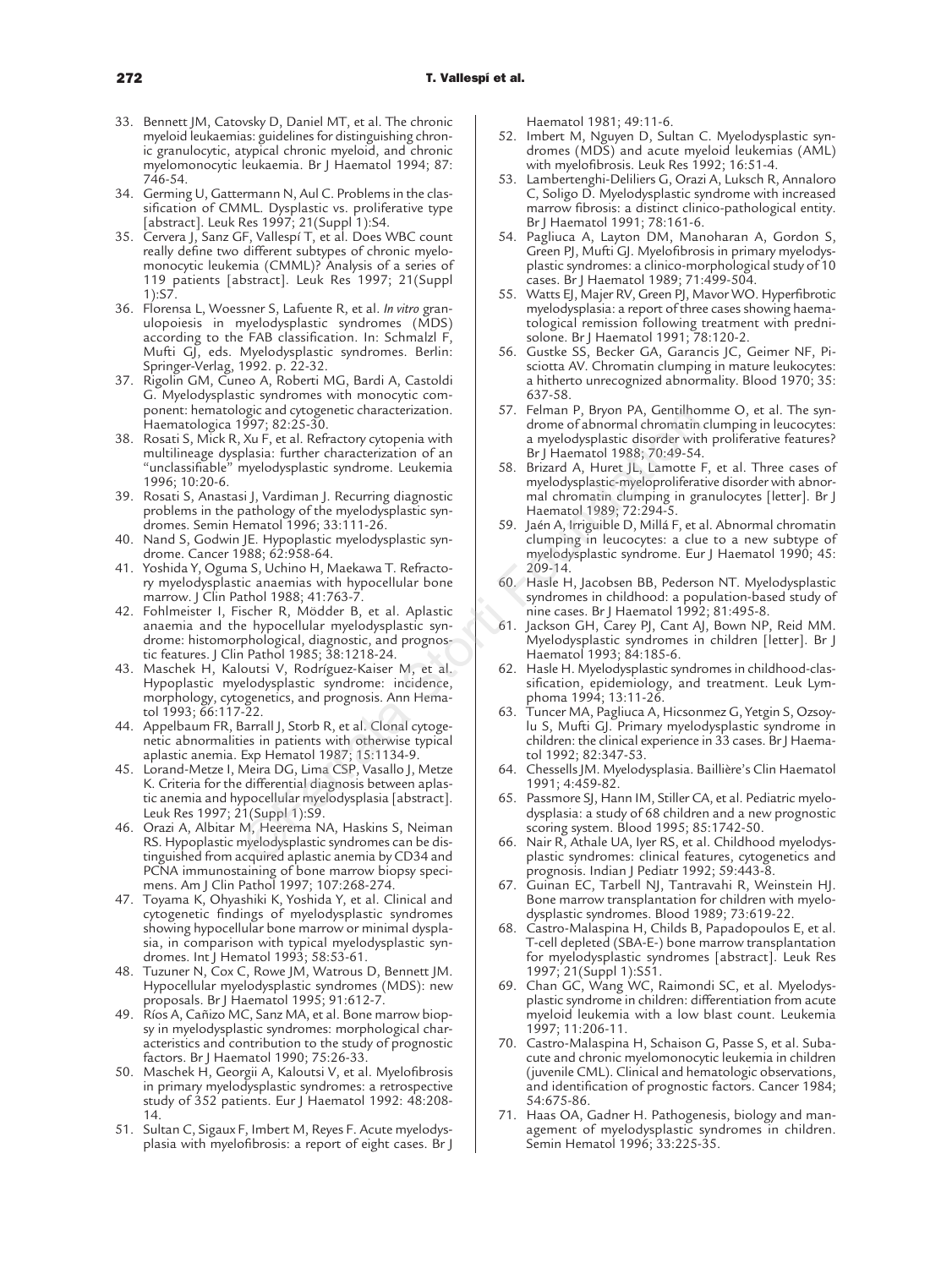33. Bennett JM, Catovsky D, Daniel MT, et al. The chronic myeloid leukaemias: guidelines for distinguishing chronic granulocytic, atypical chronic myeloid, and chronic myelomonocytic leukaemia. Br J Haematol 1994; 87: 746-54.
34. Germing U, Gattermann N, Aul C. Problems in the classification of CMML. Dysplastic vs. proliferative type [abstract]. Leuk Res 1997; 21(Suppl 1):S4.
35. Cervera J, Sanz GF, Vallespí T, et al. Does WBC count really define two different subtypes of chronic myelomonocytic leukemia (CMML)? Analysis of a series of 119 patients [abstract]. Leuk Res 1997; 21(Suppl 1):S7.
36. Florensa L, Woessner S, Lafuente R, et al. *In vitro* granulopoiesis in myelodysplastic syndromes (MDS) according to the FAB classification. In: Schmalzl F, Mufti GJ, eds. Myelodysplastic syndromes. Berlin: Springer-Verlag, 1992. p. 22-32.
37. Rigolin GM, Cuneo A, Roberti MG, Bardi A, Castoldi G. Myelodysplastic syndromes with monocytic component: hematologic and cytogenetic characterization. Haematologica 1997; 82:25-30.
38. Rosati S, Mick R, Xu F, et al. Refractory cytopenia with multilineage dysplasia: further characterization of an "unclassifiable" myelodysplastic syndrome. Leukemia 1996; 10:20-6.
39. Rosati S, Anastasi J, Vardiman J. Recurring diagnostic problems in the pathology of the myelodysplastic syndromes. Semin Hematol 1996; 33:111-26.
40. Nand S, Godwin JE. Hypoplastic myelodysplastic syndrome. Cancer 1988; 62:958-64.
41. Yoshida Y, Oguma S, Uchino H, Maekawa T. Refractory myelodysplastic anaemias with hypocellular bone marrow. J Clin Pathol 1988; 41:763-7.
42. Fohlmeister I, Fischer R, Mödder B, et al. Aplastic anaemia and the hypocellular myelodysplastic syndrome: histomorphological, diagnostic, and prognostic features. J Clin Pathol 1985; 38:1218-24.
43. Maschek H, Kaloutsi V, Rodríguez-Kaiser M, et al. Hypoplastic myelodysplastic syndrome: incidence, morphology, cytogenetics, and prognosis. Ann Hematol 1993; 66:117-22.
44. Appelbaum FR, Barrall J, Storb R, et al. Clonal cytogenetic abnormalities in patients with otherwise typical aplastic anemia. Exp Hematol 1987; 15:1134-9.
45. Lorand-Metze I, Meira DG, Lima CSP, Vasallo J, Metze K. Criteria for the differential diagnosis between aplastic anemia and hypocellular myelodysplasia [abstract]. Leuk Res 1997; 21(Suppl 1):S9.
46. Orazi A, Albitar M, Heerema NA, Haskins S, Neiman RS. Hypoplastic myelodysplastic syndromes can be distinguished from acquired aplastic anemia by CD34 and PCNA immunostaining of bone marrow biopsy specimens. Am J Clin Pathol 1997; 107:268-274.
47. Toyama K, Ohyashiki K, Yoshida Y, et al. Clinical and cytogenetic findings of myelodysplastic syndromes showing hypocellular bone marrow or minimal dysplasia, in comparison with typical myelodysplastic syndromes. Int J Hematol 1993; 58:53-61.
48. Tuzuner N, Cox C, Rowe JM, Watrous D, Bennett JM. Hypocellular myelodysplastic syndromes (MDS): new proposals. Br J Haematol 1995; 91:612-7.
49. Ríos A, Cañizo MC, Sanz MA, et al. Bone marrow biopsy in myelodysplastic syndromes: morphological characteristics and contribution to the study of prognostic factors. Br J Haematol 1990; 75:26-33.
50. Maschek H, Georgii A, Kaloutsi V, et al. Myelofibrosis in primary myelodysplastic syndromes: a retrospective study of 352 patients. Eur J Haematol 1992: 48:208-14.
51. Sultan C, Sigaux F, Imbert M, Reyes F. Acute myelodysplasia with myelofibrosis: a report of eight cases. Br J Haematol 1981; 49:11-6.
52. Imbert M, Nguyen D, Sultan C. Myelodysplastic syndromes (MDS) and acute myeloid leukemias (AML) with myelofibrosis. Leuk Res 1992; 16:51-4.
53. Lambertenghi-Deliliers G, Orazi A, Luksch R, Annaloro C, Soligo D. Myelodysplastic syndrome with increased marrow fibrosis: a distinct clinico-pathological entity. Br J Haematol 1991; 78:161-6.
54. Pagliuca A, Layton DM, Manoharan A, Gordon S, Green PJ, Mufti GJ. Myelofibrosis in primary myelodysplastic syndromes: a clinico-morphological study of 10 cases. Br J Haematol 1989; 71:499-504.
55. Watts EJ, Majer RV, Green PJ, Mavor WO. Hyperfibrotic myelodysplasia: a report of three cases showing haematological remission following treatment with prednisolone. Br J Haematol 1991; 78:120-2.
56. Gustke SS, Becker GA, Garancis JC, Geimer NF, Pisciotta AV. Chromatin clumping in mature leukocytes: a hitherto unrecognized abnormality. Blood 1970; 35: 637-58.
57. Felman P, Bryon PA, Gentilhomme O, et al. The syndrome of abnormal chromatin clumping in leucocytes: a myelodysplastic disorder with proliferative features? Br J Haematol 1988; 70:49-54.
58. Brizard A, Huret JL, Lamotte F, et al. Three cases of myelodysplastic-myeloproliferative disorder with abnormal chromatin clumping in granulocytes [letter]. Br J Haematol 1989; 72:294-5.
59. Jaén A, Irriguible D, Millá F, et al. Abnormal chromatin clumping in leucocytes: a clue to a new subtype of myelodysplastic syndrome. Eur J Haematol 1990; 45: 209-14.
60. Hasle H, Jacobsen BB, Pederson NT. Myelodysplastic syndromes in childhood: a population-based study of nine cases. Br J Haematol 1992; 81:495-8.
61. Jackson GH, Carey PJ, Cant AJ, Bown NP, Reid MM. Myelodysplastic syndromes in children [letter]. Br J Haematol 1993; 84:185-6.
62. Hasle H. Myelodysplastic syndromes in childhood-classification, epidemiology, and treatment. Leuk Lymphoma 1994; 13:11-26.
63. Tuncer MA, Pagliuca A, Hicsonmez G, Yetgin S, Ozsoylu S, Mufti GJ. Primary myelodysplastic syndrome in children: the clinical experience in 33 cases. Br J Haematol 1992; 82:347-53.
64. Chessells JM. Myelodysplasia. Baillière's Clin Haematol 1991; 4:459-82.
65. Passmore SJ, Hann IM, Stiller CA, et al. Pediatric myelodysplasia: a study of 68 children and a new prognostic scoring system. Blood 1995; 85:1742-50.
66. Nair R, Athale UA, Iyer RS, et al. Childhood myelodysplastic syndromes: clinical features, cytogenetics and prognosis. Indian J Pediatr 1992; 59:443-8.
67. Guinan EC, Tarbell NJ, Tantravahi R, Weinstein HJ. Bone marrow transplantation for children with myelodysplastic syndromes. Blood 1989; 73:619-22.
68. Castro-Malaspina H, Childs B, Papadopoulos E, et al. T-cell depleted (SBA-E-) bone marrow transplantation for myelodysplastic syndromes [abstract]. Leuk Res 1997; 21(Suppl 1):S51.
69. Chan GC, Wang WC, Raimondi SC, et al. Myelodysplastic syndrome in children: differentiation from acute myeloid leukemia with a low blast count. Leukemia 1997; 11:206-11.
70. Castro-Malaspina H, Schaison G, Passe S, et al. Subacute and chronic myelomonocytic leukemia in children (juvenile CML). Clinical and hematologic observations, and identification of prognostic factors. Cancer 1984; 54:675-86.
71. Haas OA, Gadner H. Pathogenesis, biology and management of myelodysplastic syndromes in children. Semin Hematol 1996; 33:225-35.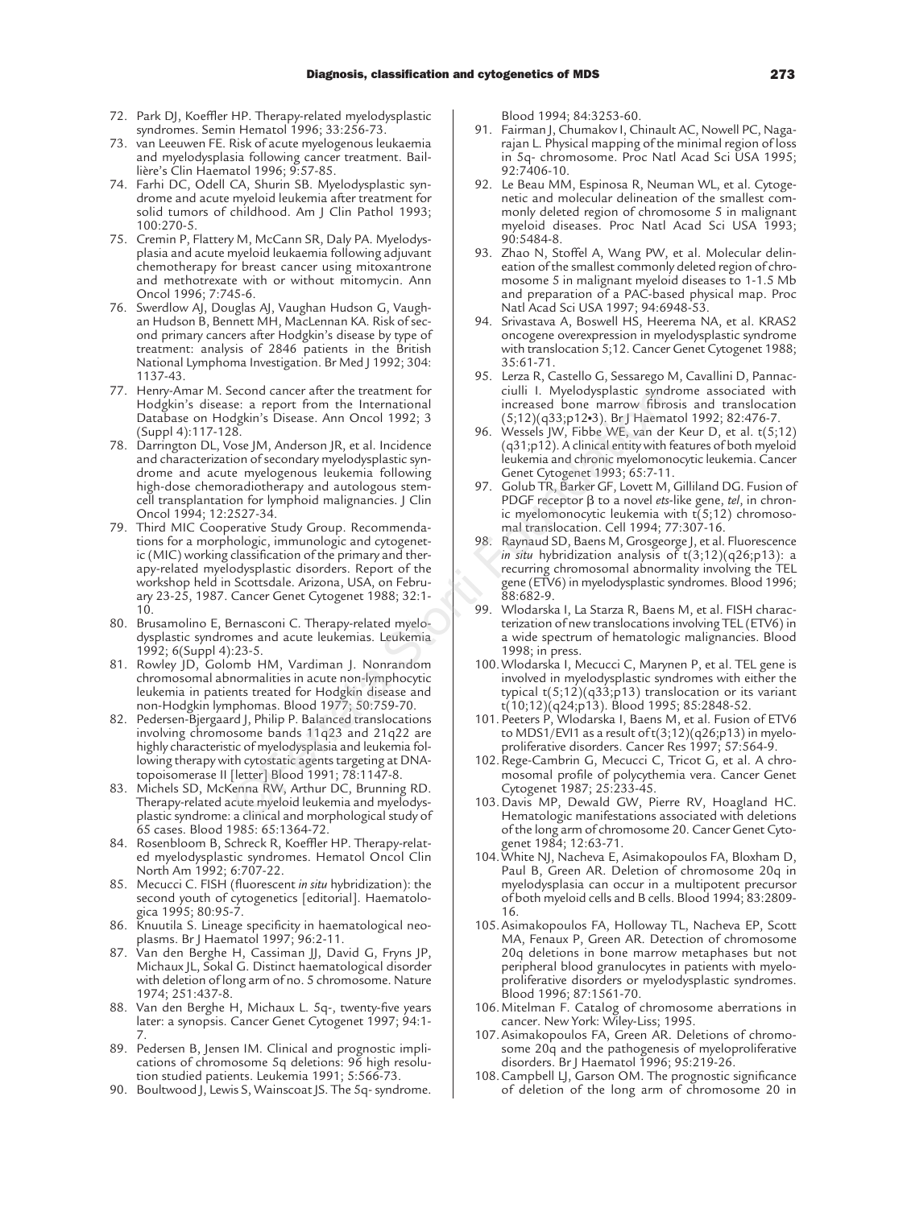72. Park DJ, Koeffler HP. Therapy-related myelodysplastic syndromes. Semin Hematol 1996; 33:256-73.
73. van Leeuwen FE. Risk of acute myelogenous leukaemia and myelodysplasia following cancer treatment. Baillière's Clin Haematol 1996; 9:57-85.
74. Farhi DC, Odell CA, Shurin SB. Myelodysplastic syndrome and acute myeloid leukemia after treatment for solid tumors of childhood. Am J Clin Pathol 1993; 100:270-5.
75. Cremin P, Flattery M, McCann SR, Daly PA. Myelodysplasia and acute myeloid leukaemia following adjuvant chemotherapy for breast cancer using mitoxantrone and methotrexate with or without mitomycin. Ann Oncol 1996; 7:745-6.
76. Swerdlow AJ, Douglas AJ, Vaughan Hudson G, Vaughan Hudson B, Bennett MH, MacLennan KA. Risk of second primary cancers after Hodgkin's disease by type of treatment: analysis of 2846 patients in the British National Lymphoma Investigation. Br Med J 1992; 304: 1137-43.
77. Henry-Amar M. Second cancer after the treatment for Hodgkin's disease: a report from the International Database on Hodgkin's Disease. Ann Oncol 1992; 3 (Suppl 4):117-128.
78. Darrington DL, Vose JM, Anderson JR, et al. Incidence and characterization of secondary myelodysplastic syndrome and acute myelogenous leukemia following high-dose chemoradiotherapy and autologous stem-cell transplantation for lymphoid malignancies. J Clin Oncol 1994; 12:2527-34.
79. Third MIC Cooperative Study Group. Recommendations for a morphologic, immunologic and cytogenetic (MIC) working classification of the primary and therapy-related myelodysplastic disorders. Report of the workshop held in Scottsdale. Arizona, USA, on February 23-25, 1987. Cancer Genet Cytogenet 1988; 32:1-10.
80. Brusamolino E, Bernasconi C. Therapy-related myelodysplastic syndromes and acute leukemias. Leukemia 1992; 6(Suppl 4):23-5.
81. Rowley JD, Golomb HM, Vardiman J. Nonrandom chromosomal abnormalities in acute non-lymphocytic leukemia in patients treated for Hodgkin disease and non-Hodgkin lymphomas. Blood 1977; 50:759-70.
82. Pedersen-Bjergaard J, Philip P. Balanced translocations involving chromosome bands 11q23 and 21q22 are highly characteristic of myelodysplasia and leukemia following therapy with cytostatic agents targeting at DNA-topoisomerase II [letter] Blood 1991; 78:1147-8.
83. Michels SD, McKenna RW, Arthur DC, Brunning RD. Therapy-related acute myeloid leukemia and myelodysplastic syndrome: a clinical and morphological study of 65 cases. Blood 1985: 65:1364-72.
84. Rosenbloom B, Schreck R, Koeffler HP. Therapy-related myelodysplastic syndromes. Hematol Oncol Clin North Am 1992; 6:707-22.
85. Mecucci C. FISH (fluorescent *in situ* hybridization): the second youth of cytogenetics [editorial]. Haematologica 1995; 80:95-7.
86. Knuutila S. Lineage specificity in haematological neoplasms. Br J Haematol 1997; 96:2-11.
87. Van den Berghe H, Cassiman JJ, David G, Fryns JP, Michaux JL, Sokal G. Distinct haematological disorder with deletion of long arm of no. 5 chromosome. Nature 1974; 251:437-8.
88. Van den Berghe H, Michaux L. 5q-, twenty-five years later: a synopsis. Cancer Genet Cytogenet 1997; 94:1-7.
89. Pedersen B, Jensen IM. Clinical and prognostic implications of chromosome 5q deletions: 96 high resolution studied patients. Leukemia 1991; 5:566-73.
90. Boultwood J, Lewis S, Wainscoat JS. The 5q- syndrome. Blood 1994; 84:3253-60.
91. Fairman J, Chumakov I, Chinault AC, Nowell PC, Nagarajan L. Physical mapping of the minimal region of loss in 5q- chromosome. Proc Natl Acad Sci USA 1995; 92:7406-10.
92. Le Beau MM, Espinosa R, Neuman WL, et al. Cytogenetic and molecular delineation of the smallest commonly deleted region of chromosome 5 in malignant myeloid diseases. Proc Natl Acad Sci USA 1993; 90:5484-8.
93. Zhao N, Stoffel A, Wang PW, et al. Molecular delineation of the smallest commonly deleted region of chromosome 5 in malignant myeloid diseases to 1-1.5 Mb and preparation of a PAC-based physical map. Proc Natl Acad Sci USA 1997; 94:6948-53.
94. Srivastava A, Boswell HS, Heerema NA, et al. KRAS2 oncogene overexpression in myelodysplastic syndrome with translocation 5;12. Cancer Genet Cytogenet 1988; 35:61-71.
95. Lerza R, Castello G, Sessarego M, Cavallini D, Pannacciulli I. Myelodysplastic syndrome associated with increased bone marrow fibrosis and translocation (5;12)(q33;p12•3). Br J Haematol 1992; 82:476-7.
96. Wessels JW, Fibbe WE, van der Keur D, et al. t(5;12)(q31;p12). A clinical entity with features of both myeloid leukemia and chronic myelomonocytic leukemia. Cancer Genet Cytogenet 1993; 65:7-11.
97. Golub TR, Barker GF, Lovett M, Gilliland DG. Fusion of PDGF receptor β to a novel *ets*-like gene, *tel*, in chronic myelomonocytic leukemia with t(5;12) chromosomal translocation. Cell 1994; 77:307-16.
98. Raynaud SD, Baens M, Grosgeorge J, et al. Fluorescence *in situ* hybridization analysis of t(3;12)(q26;p13): a recurring chromosomal abnormality involving the TEL gene (ETV6) in myelodysplastic syndromes. Blood 1996; 88:682-9.
99. Wlodarska I, La Starza R, Baens M, et al. FISH characterization of new translocations involving TEL (ETV6) in a wide spectrum of hematologic malignancies. Blood 1998; in press.
100. Wlodarska I, Mecucci C, Marynen P, et al. TEL gene is involved in myelodysplastic syndromes with either the typical t(5;12)(q33;p13) translocation or its variant t(10;12)(q24;p13). Blood 1995; 85:2848-52.
101. Peeters P, Wlodarska I, Baens M, et al. Fusion of ETV6 to MDS1/EVI1 as a result of t(3;12)(q26;p13) in myeloproliferative disorders. Cancer Res 1997; 57:564-9.
102. Rege-Cambrin G, Mecucci C, Tricot G, et al. A chromosomal profile of polycythemia vera. Cancer Genet Cytogenet 1987; 25:233-45.
103. Davis MP, Dewald GW, Pierre RV, Hoagland HC. Hematologic manifestations associated with deletions of the long arm of chromosome 20. Cancer Genet Cytogenet 1984; 12:63-71.
104. White NJ, Nacheva E, Asimakopoulos FA, Bloxham D, Paul B, Green AR. Deletion of chromosome 20q in myelodysplasia can occur in a multipotent precursor of both myeloid cells and B cells. Blood 1994; 83:2809-16.
105. Asimakopoulos FA, Holloway TL, Nacheva EP, Scott MA, Fenaux P, Green AR. Detection of chromosome 20q deletions in bone marrow metaphases but not peripheral blood granulocytes in patients with myeloproliferative disorders or myelodysplastic syndromes. Blood 1996; 87:1561-70.
106. Mitelman F. Catalog of chromosome aberrations in cancer. New York: Wiley-Liss; 1995.
107. Asimakopoulos FA, Green AR. Deletions of chromosome 20q and the pathogenesis of myeloproliferative disorders. Br J Haematol 1996; 95:219-26.
108. Campbell LJ, Garson OM. The prognostic significance of deletion of the long arm of chromosome 20 in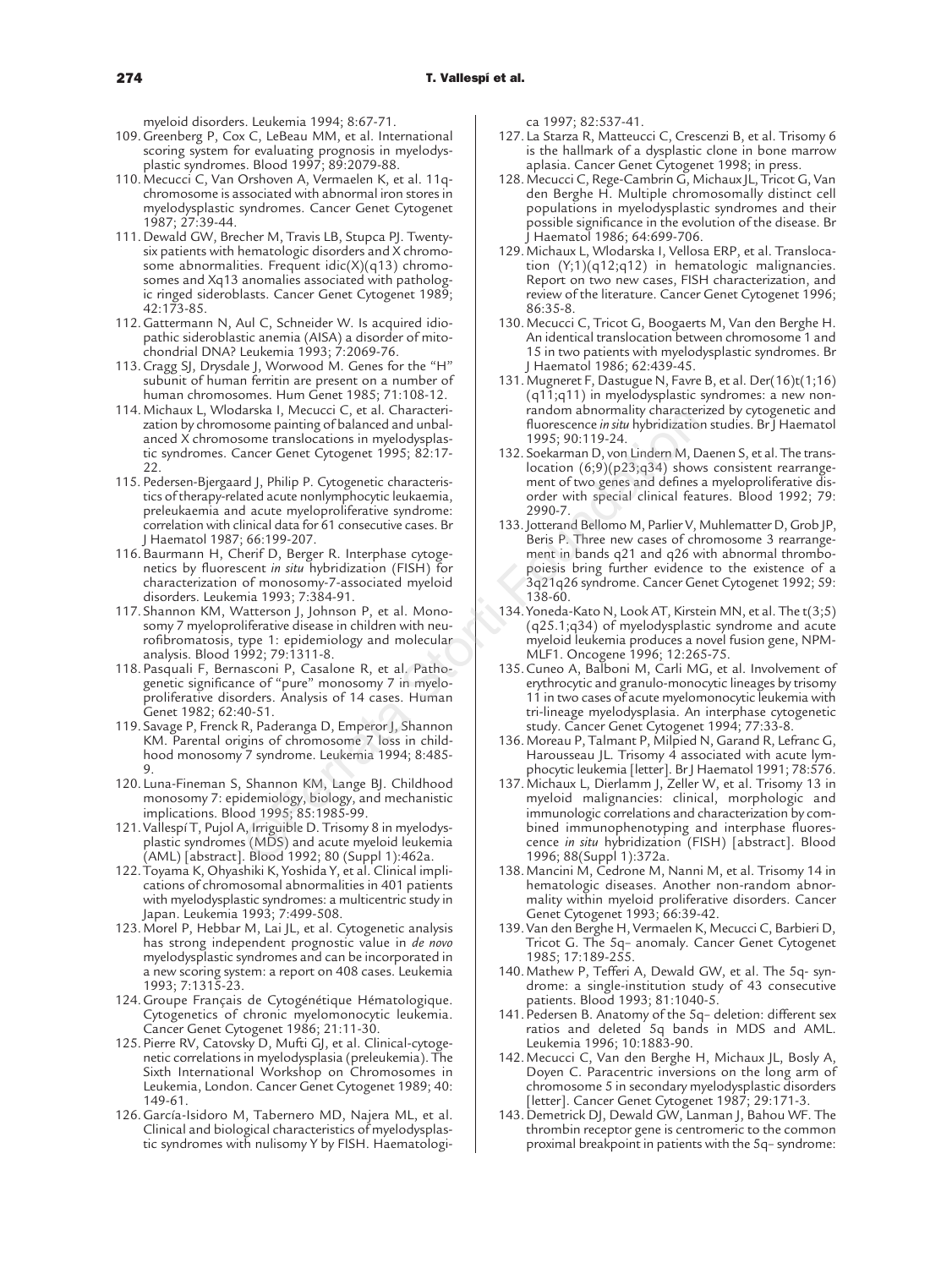myeloid disorders. Leukemia 1994; 8:67-71.

109. Greenberg P, Cox C, LeBeau MM, et al. International scoring system for evaluating prognosis in myelodysplastic syndromes. Blood 1997; 89:2079-88.
110. Mecucci C, Van Orshoven A, Vermaelen K, et al. 11q- chromosome is associated with abnormal iron stores in myelodysplastic syndromes. Cancer Genet Cytogenet 1987; 27:39-44.
111. Dewald GW, Brecher M, Travis LB, Stupca PJ. Twenty-six patients with hematologic disorders and X chromosome abnormalities. Frequent idic(X)(q13) chromosomes and Xq13 anomalies associated with pathologic ringed sideroblasts. Cancer Genet Cytogenet 1989; 42:173-85.
112. Gattermann N, Aul C, Schneider W. Is acquired idiopathic sideroblastic anemia (AISA) a disorder of mitochondrial DNA? Leukemia 1993; 7:2069-76.
113. Cragg SJ, Drysdale J, Worwood M. Genes for the "H" subunit of human ferritin are present on a number of human chromosomes. Hum Genet 1985; 71:108-12.
114. Michaux L, Wlodarska I, Mecucci C, et al. Characterization by chromosome painting of balanced and unbalanced X chromosome translocations in myelodysplastic syndromes. Cancer Genet Cytogenet 1995; 82:17-22.
115. Pedersen-Bjergaard J, Philip P. Cytogenetic characteristics of therapy-related acute nonlymphocytic leukaemia, preleukaemia and acute myeloproliferative syndrome: correlation with clinical data for 61 consecutive cases. Br J Haematol 1987; 66:199-207.
116. Baurmann H, Cherif D, Berger R. Interphase cytogenetics by fluorescent *in situ* hybridization (FISH) for characterization of monosomy-7-associated myeloid disorders. Leukemia 1993; 7:384-91.
117. Shannon KM, Watterson J, Johnson P, et al. Monosomy 7 myeloproliferative disease in children with neurofibromatosis, type 1: epidemiology and molecular analysis. Blood 1992; 79:1311-8.
118. Pasquali F, Bernasconi P, Casalone R, et al. Pathogenetic significance of "pure" monosomy 7 in myeloproliferative disorders. Analysis of 14 cases. Human Genet 1982; 62:40-51.
119. Savage P, Frenck R, Paderanga D, Emperor J, Shannon KM. Parental origins of chromosome 7 loss in childhood monosomy 7 syndrome. Leukemia 1994; 8:485-9.
120. Luna-Fineman S, Shannon KM, Lange BJ. Childhood monosomy 7: epidemiology, biology, and mechanistic implications. Blood 1995; 85:1985-99.
121. Vallespí T, Pujol A, Irriguible D. Trisomy 8 in myelodysplastic syndromes (MDS) and acute myeloid leukemia (AML) [abstract]. Blood 1992; 80 (Suppl 1):462a.
122. Toyama K, Ohyashiki K, Yoshida Y, et al. Clinical implications of chromosomal abnormalities in 401 patients with myelodysplastic syndromes: a multicentric study in Japan. Leukemia 1993; 7:499-508.
123. Morel P, Hebbar M, Lai JL, et al. Cytogenetic analysis has strong independent prognostic value in *de novo* myelodysplastic syndromes and can be incorporated in a new scoring system: a report on 408 cases. Leukemia 1993; 7:1315-23.
124. Groupe Français de Cytogénétique Hématologique. Cytogenetics of chronic myelomonocytic leukemia. Cancer Genet Cytogenet 1986; 21:11-30.
125. Pierre RV, Catovsky D, Mufti GJ, et al. Clinical-cytogenetic correlations in myelodysplasia (preleukemia). The Sixth International Workshop on Chromosomes in Leukemia, London. Cancer Genet Cytogenet 1989; 40: 149-61.
126. García-Isidoro M, Tabernero MD, Najera ML, et al. Clinical and biological characteristics of myelodysplastic syndromes with nulisomy Y by FISH. Haematologica 1997; 82:537-41.
127. La Starza R, Matteucci C, Crescenzi B, et al. Trisomy 6 is the hallmark of a dysplastic clone in bone marrow aplasia. Cancer Genet Cytogenet 1998; in press.
128. Mecucci C, Rege-Cambrin G, Michaux JL, Tricot G, Van den Berghe H. Multiple chromosomally distinct cell populations in myelodysplastic syndromes and their possible significance in the evolution of the disease. Br J Haematol 1986; 64:699-706.
129. Michaux L, Wlodarska I, Vellosa ERP, et al. Translocation (Y;1)(q12;q12) in hematologic malignancies. Report on two new cases, FISH characterization, and review of the literature. Cancer Genet Cytogenet 1996; 86:35-8.
130. Mecucci C, Tricot G, Boogaerts M, Van den Berghe H. An identical translocation between chromosome 1 and 15 in two patients with myelodysplastic syndromes. Br J Haematol 1986; 62:439-45.
131. Mugneret F, Dastugue N, Favre B, et al. Der(16)t(1;16)(q11;q11) in myelodysplastic syndromes: a new non-random abnormality characterized by cytogenetic and fluorescence *in situ* hybridization studies. Br J Haematol 1995; 90:119-24.
132. Soekarman D, von Lindern M, Daenen S, et al. The translocation (6;9)(p23;q34) shows consistent rearrangement of two genes and defines a myeloproliferative disorder with special clinical features. Blood 1992; 79: 2990-7.
133. Jotterand Bellomo M, Parlier V, Muhlematter D, Grob JP, Beris P. Three new cases of chromosome 3 rearrangement in bands q21 and q26 with abnormal thrombopoiesis bring further evidence to the existence of a 3q21q26 syndrome. Cancer Genet Cytogenet 1992; 59: 138-60.
134. Yoneda-Kato N, Look AT, Kirstein MN, et al. The t(3;5)(q25.1;q34) of myelodysplastic syndrome and acute myeloid leukemia produces a novel fusion gene, NPM-MLF1. Oncogene 1996; 12:265-75.
135. Cuneo A, Balboni M, Carli MG, et al. Involvement of erythrocytic and granulo-monocytic lineages by trisomy 11 in two cases of acute myelomonocytic leukemia with tri-lineage myelodysplasia. An interphase cytogenetic study. Cancer Genet Cytogenet 1994; 77:33-8.
136. Moreau P, Talmant P, Milpied N, Garand R, Lefranc G, Harousseau JL. Trisomy 4 associated with acute lymphocytic leukemia [letter]. Br J Haematol 1991; 78:576.
137. Michaux L, Dierlamm J, Zeller W, et al. Trisomy 13 in myeloid malignancies: clinical, morphologic and immunologic correlations and characterization by combined immunophenotyping and interphase fluorescence *in situ* hybridization (FISH) [abstract]. Blood 1996; 88(Suppl 1):372a.
138. Mancini M, Cedrone M, Nanni M, et al. Trisomy 14 in hematologic diseases. Another non-random abnormality within myeloid proliferative disorders. Cancer Genet Cytogenet 1993; 66:39-42.
139. Van den Berghe H, Vermaelen K, Mecucci C, Barbieri D, Tricot G. The 5q– anomaly. Cancer Genet Cytogenet 1985; 17:189-255.
140. Mathew P, Tefferi A, Dewald GW, et al. The 5q- syndrome: a single-institution study of 43 consecutive patients. Blood 1993; 81:1040-5.
141. Pedersen B. Anatomy of the 5q– deletion: different sex ratios and deleted 5q bands in MDS and AML. Leukemia 1996; 10:1883-90.
142. Mecucci C, Van den Berghe H, Michaux JL, Bosly A, Doyen C. Paracentric inversions on the long arm of chromosome 5 in secondary myelodysplastic disorders [letter]. Cancer Genet Cytogenet 1987; 29:171-3.
143. Demetrick DJ, Dewald GW, Lanman J, Bahou WF. The thrombin receptor gene is centromeric to the common proximal breakpoint in patients with the 5q– syndrome: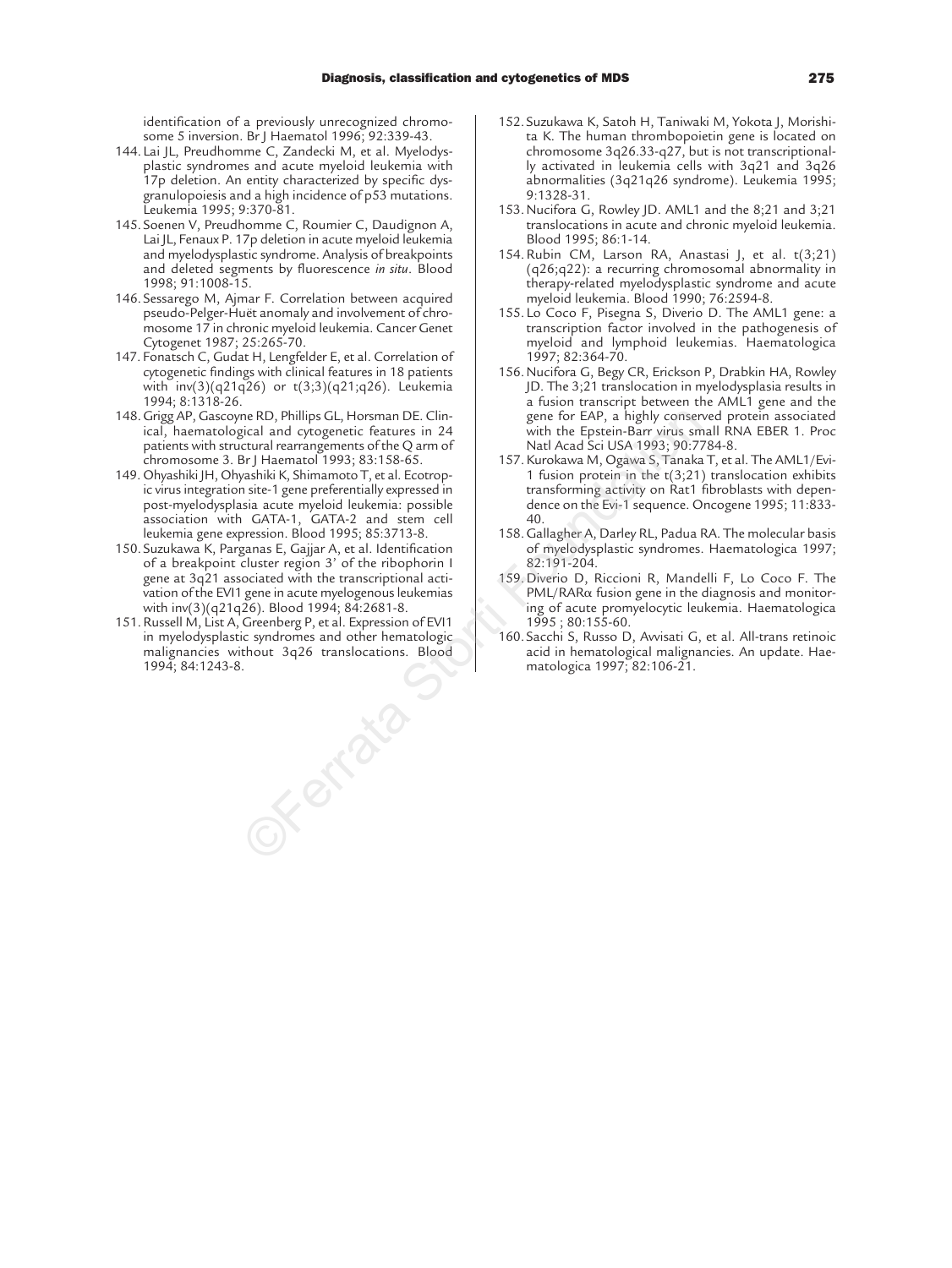identification of a previously unrecognized chromosome 5 inversion. Br J Haematol 1996; 92:339-43.

144. Lai JL, Preudhomme C, Zandecki M, et al. Myelodysplastic syndromes and acute myeloid leukemia with 17p deletion. An entity characterized by specific dysgranulopoiesis and a high incidence of p53 mutations. Leukemia 1995; 9:370-81.
145. Soenen V, Preudhomme C, Roumier C, Daudignon A, Lai JL, Fenaux P. 17p deletion in acute myeloid leukemia and myelodysplastic syndrome. Analysis of breakpoints and deleted segments by fluorescence *in situ*. Blood 1998; 91:1008-15.
146. Sessarego M, Ajmar F. Correlation between acquired pseudo-Pelger-Huët anomaly and involvement of chromosome 17 in chronic myeloid leukemia. Cancer Genet Cytogenet 1987; 25:265-70.
147. Fonatsch C, Gudat H, Lengfelder E, et al. Correlation of cytogenetic findings with clinical features in 18 patients with inv(3)(q21q26) or t(3;3)(q21;q26). Leukemia 1994; 8:1318-26.
148. Grigg AP, Gascoyne RD, Phillips GL, Horsman DE. Clinical, haematological and cytogenetic features in 24 patients with structural rearrangements of the Q arm of chromosome 3. Br J Haematol 1993; 83:158-65.
149. Ohyashiki JH, Ohyashiki K, Shimamoto T, et al. Ecotropic virus integration site-1 gene preferentially expressed in post-myelodysplasia acute myeloid leukemia: possible association with GATA-1, GATA-2 and stem cell leukemia gene expression. Blood 1995; 85:3713-8.
150. Suzukawa K, Parganas E, Gajjar A, et al. Identification of a breakpoint cluster region 3' of the ribophorin I gene at 3q21 associated with the transcriptional activation of the EVI1 gene in acute myelogenous leukemias with inv(3)(q21q26). Blood 1994; 84:2681-8.
151. Russell M, List A, Greenberg P, et al. Expression of EVI1 in myelodysplastic syndromes and other hematologic malignancies without 3q26 translocations. Blood 1994; 84:1243-8.
152. Suzukawa K, Satoh H, Taniwaki M, Yokota J, Morishita K. The human thrombopoietin gene is located on chromosome 3q26.33-q27, but is not transcriptionally activated in leukemia cells with 3q21 and 3q26 abnormalities (3q21q26 syndrome). Leukemia 1995; 9:1328-31.
153. Nucifora G, Rowley JD. AML1 and the 8;21 and 3;21 translocations in acute and chronic myeloid leukemia. Blood 1995; 86:1-14.
154. Rubin CM, Larson RA, Anastasi J, et al. t(3;21)(q26;q22): a recurring chromosomal abnormality in therapy-related myelodysplastic syndrome and acute myeloid leukemia. Blood 1990; 76:2594-8.
155. Lo Coco F, Pisegna S, Diverio D. The AML1 gene: a transcription factor involved in the pathogenesis of myeloid and lymphoid leukemias. Haematologica 1997; 82:364-70.
156. Nucifora G, Begy CR, Erickson P, Drabkin HA, Rowley JD. The 3;21 translocation in myelodysplasia results in a fusion transcript between the AML1 gene and the gene for EAP, a highly conserved protein associated with the Epstein-Barr virus small RNA EBER 1. Proc Natl Acad Sci USA 1993; 90:7784-8.
157. Kurokawa M, Ogawa S, Tanaka T, et al. The AML1/Evi-1 fusion protein in the t(3;21) translocation exhibits transforming activity on Rat1 fibroblasts with dependence on the Evi-1 sequence. Oncogene 1995; 11:833-40.
158. Gallagher A, Darley RL, Padua RA. The molecular basis of myelodysplastic syndromes. Haematologica 1997; 82:191-204.
159. Diverio D, Riccioni R, Mandelli F, Lo Coco F. The PML/RARα fusion gene in the diagnosis and monitoring of acute promyelocytic leukemia. Haematologica 1995 ; 80:155-60.
160. Sacchi S, Russo D, Avvisati G, et al. All-trans retinoic acid in hematological malignancies. An update. Haematologica 1997; 82:106-21.